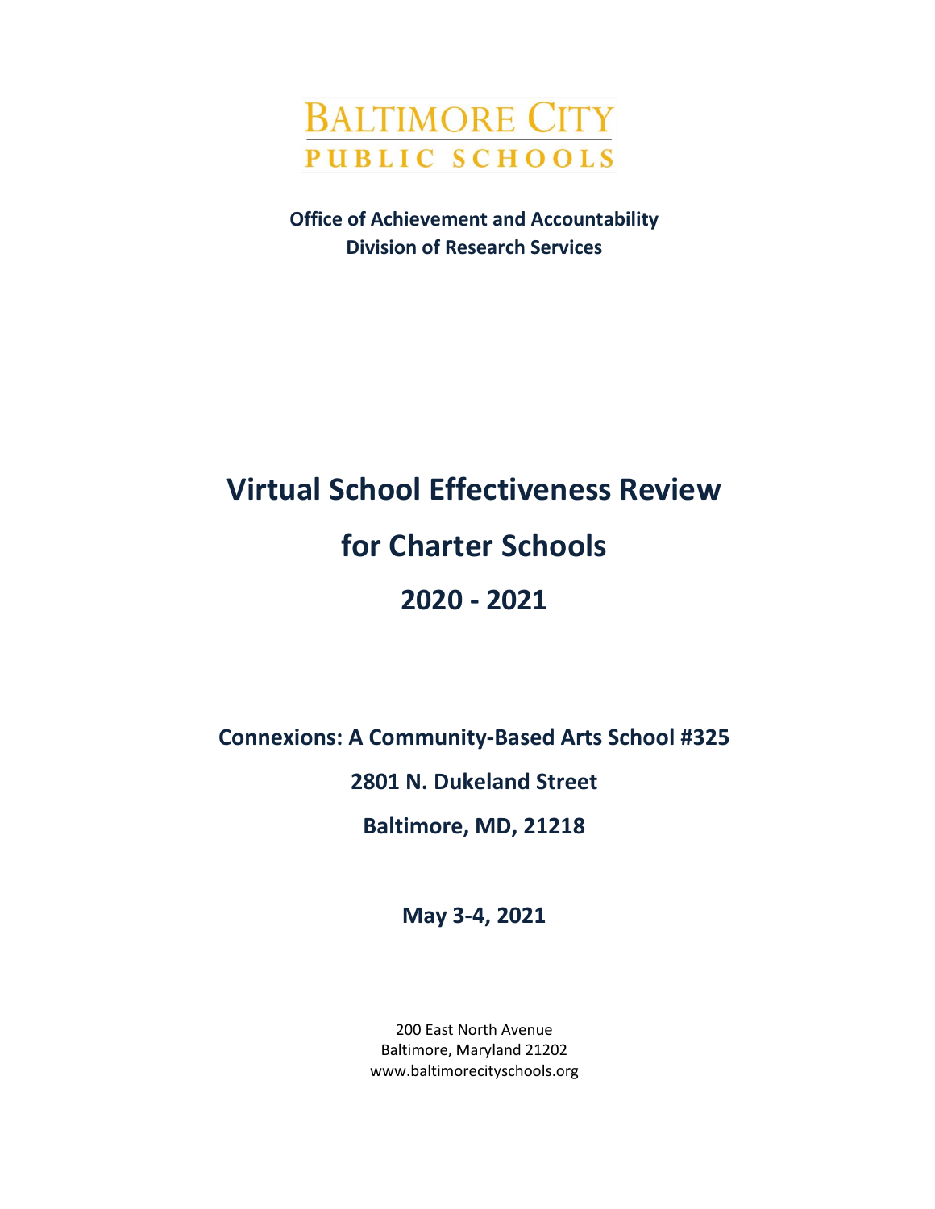BALTIMORE CITY

PUBLIC SCHOOLS

**Office of Achievement and Accountability**
**Division of Research Services**

# Virtual School Effectiveness Review for Charter Schools 2020 - 2021

**Connexions: A Community-Based Arts School #325**

**2801 N. Dukeland Street**

**Baltimore, MD, 21218**

**May 3-4, 2021**

200 East North Avenue
Baltimore, Maryland 21202
www.baltimorecityschools.org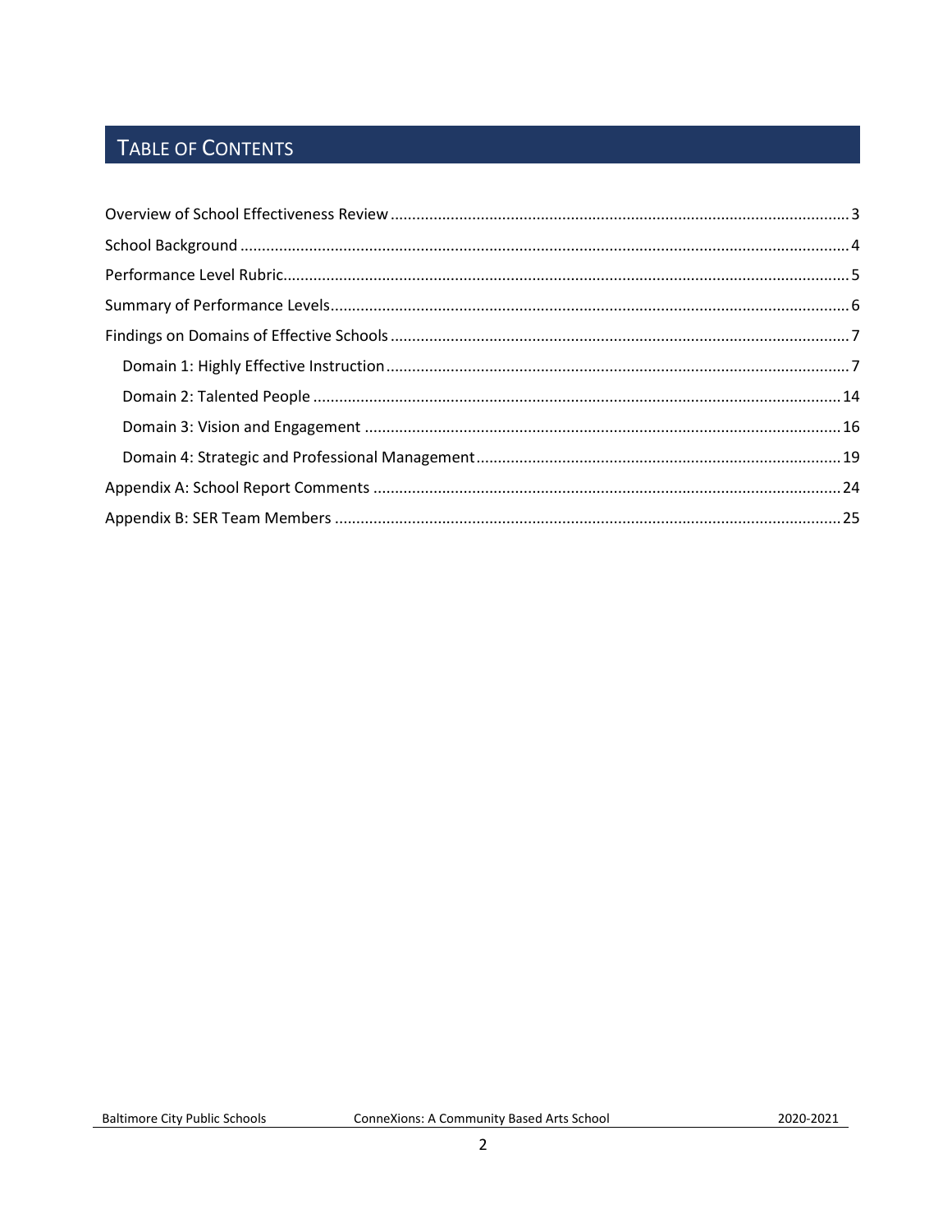# Table of Contents

Overview of School Effectiveness Review ........................................................................................................... 3

School Background ............................................................................................................................................... 4

Performance Level Rubric..................................................................................................................................... 5

Summary of Performance Levels.......................................................................................................................... 6

Findings on Domains of Effective Schools ........................................................................................................... 7

- Domain 1: Highly Effective Instruction ........................................................................................................... 7
- Domain 2: Talented People ........................................................................................................................... 14
- Domain 3: Vision and Engagement ............................................................................................................... 16
- Domain 4: Strategic and Professional Management..................................................................................... 19

Appendix A: School Report Comments .............................................................................................................. 24

Appendix B: SER Team Members ....................................................................................................................... 25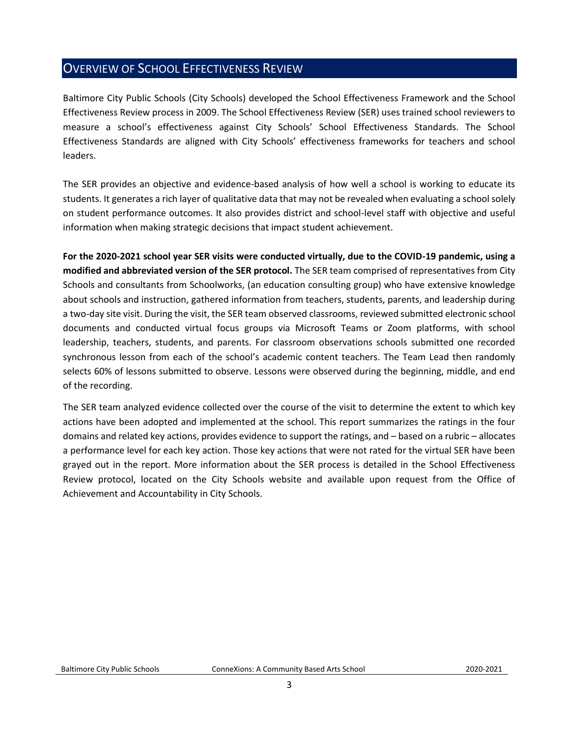## OVERVIEW OF SCHOOL EFFECTIVENESS REVIEW

Baltimore City Public Schools (City Schools) developed the School Effectiveness Framework and the School Effectiveness Review process in 2009. The School Effectiveness Review (SER) uses trained school reviewers to measure a school's effectiveness against City Schools' School Effectiveness Standards. The School Effectiveness Standards are aligned with City Schools' effectiveness frameworks for teachers and school leaders.

The SER provides an objective and evidence-based analysis of how well a school is working to educate its students. It generates a rich layer of qualitative data that may not be revealed when evaluating a school solely on student performance outcomes. It also provides district and school-level staff with objective and useful information when making strategic decisions that impact student achievement.

**For the 2020-2021 school year SER visits were conducted virtually, due to the COVID-19 pandemic, using a modified and abbreviated version of the SER protocol.** The SER team comprised of representatives from City Schools and consultants from Schoolworks, (an education consulting group) who have extensive knowledge about schools and instruction, gathered information from teachers, students, parents, and leadership during a two-day site visit. During the visit, the SER team observed classrooms, reviewed submitted electronic school documents and conducted virtual focus groups via Microsoft Teams or Zoom platforms, with school leadership, teachers, students, and parents. For classroom observations schools submitted one recorded synchronous lesson from each of the school's academic content teachers. The Team Lead then randomly selects 60% of lessons submitted to observe. Lessons were observed during the beginning, middle, and end of the recording.

The SER team analyzed evidence collected over the course of the visit to determine the extent to which key actions have been adopted and implemented at the school. This report summarizes the ratings in the four domains and related key actions, provides evidence to support the ratings, and – based on a rubric – allocates a performance level for each key action. Those key actions that were not rated for the virtual SER have been grayed out in the report. More information about the SER process is detailed in the School Effectiveness Review protocol, located on the City Schools website and available upon request from the Office of Achievement and Accountability in City Schools.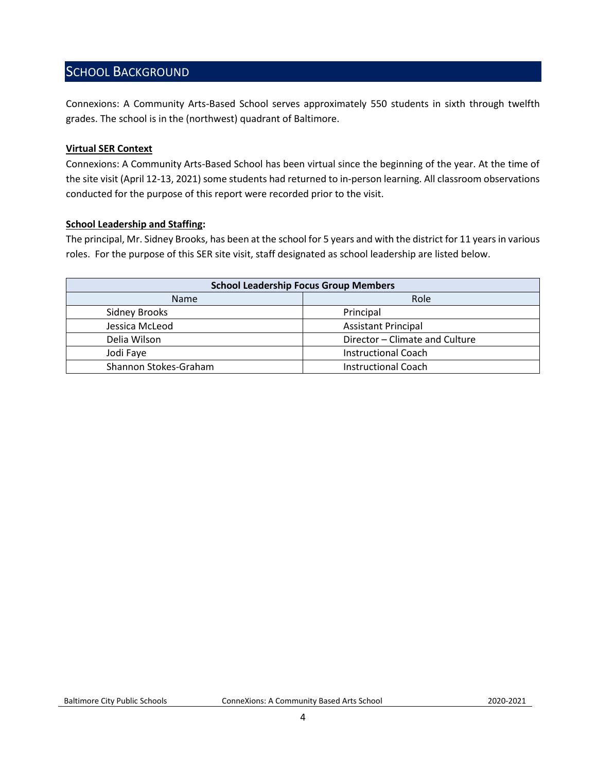## SCHOOL BACKGROUND

Connexions: A Community Arts-Based School serves approximately 550 students in sixth through twelfth grades. The school is in the (northwest) quadrant of Baltimore.

**Virtual SER Context**

Connexions: A Community Arts-Based School has been virtual since the beginning of the year. At the time of the site visit (April 12-13, 2021) some students had returned to in-person learning. All classroom observations conducted for the purpose of this report were recorded prior to the visit.

**School Leadership and Staffing:**

The principal, Mr. Sidney Brooks, has been at the school for 5 years and with the district for 11 years in various roles. For the purpose of this SER site visit, staff designated as school leadership are listed below.

| School Leadership Focus Group Members | |
|---|---|
| Name | Role |
| Sidney Brooks | Principal |
| Jessica McLeod | Assistant Principal |
| Delia Wilson | Director – Climate and Culture |
| Jodi Faye | Instructional Coach |
| Shannon Stokes-Graham | Instructional Coach |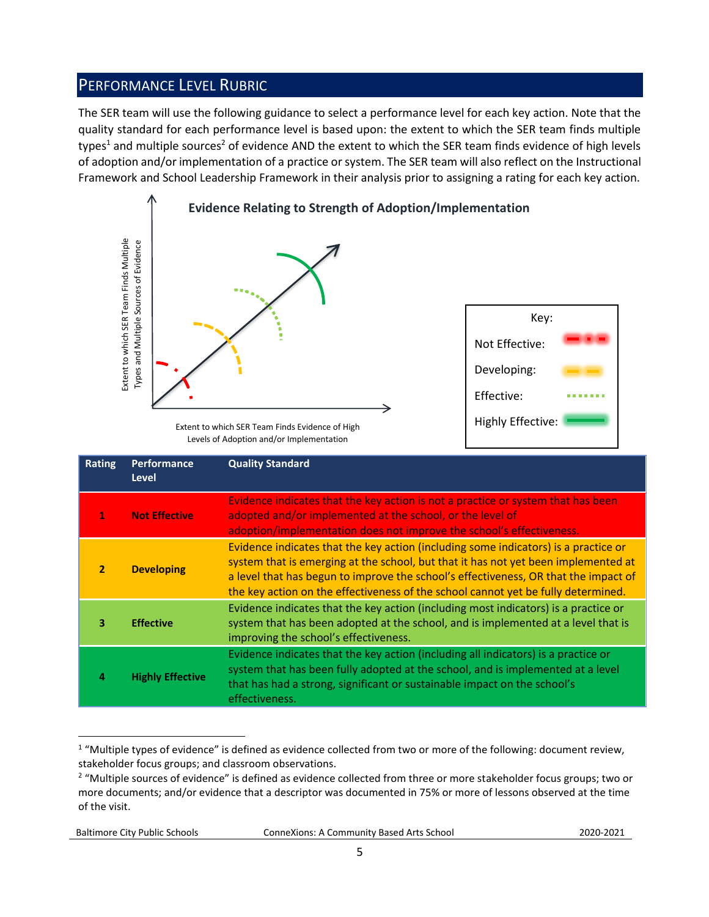## PERFORMANCE LEVEL RUBRIC

The SER team will use the following guidance to select a performance level for each key action. Note that the quality standard for each performance level is based upon: the extent to which the SER team finds multiple types[1] and multiple sources[2] of evidence AND the extent to which the SER team finds evidence of high levels of adoption and/or implementation of a practice or system. The SER team will also reflect on the Instructional Framework and School Leadership Framework in their analysis prior to assigning a rating for each key action.

**Evidence Relating to Strength of Adoption/Implementation**

Extent to which SER Team Finds Multiple Types and Multiple Sources of Evidence

Extent to which SER Team Finds Evidence of High Levels of Adoption and/or Implementation

Key:
Not Effective:
Developing:
Effective:
Highly Effective:

| Rating | Performance Level | Quality Standard |
|---|---|---|
| 1 | **Not Effective** | Evidence indicates that the key action is not a practice or system that has been adopted and/or implemented at the school, or the level of adoption/implementation does not improve the school's effectiveness. |
| 2 | **Developing** | Evidence indicates that the key action (including some indicators) is a practice or system that is emerging at the school, but that it has not yet been implemented at a level that has begun to improve the school's effectiveness, OR that the impact of the key action on the effectiveness of the school cannot yet be fully determined. |
| 3 | **Effective** | Evidence indicates that the key action (including most indicators) is a practice or system that has been adopted at the school, and is implemented at a level that is improving the school's effectiveness. |
| 4 | **Highly Effective** | Evidence indicates that the key action (including all indicators) is a practice or system that has been fully adopted at the school, and is implemented at a level that has had a strong, significant or sustainable impact on the school's effectiveness. |

[1] "Multiple types of evidence" is defined as evidence collected from two or more of the following: document review, stakeholder focus groups; and classroom observations.

[2] "Multiple sources of evidence" is defined as evidence collected from three or more stakeholder focus groups; two or more documents; and/or evidence that a descriptor was documented in 75% or more of lessons observed at the time of the visit.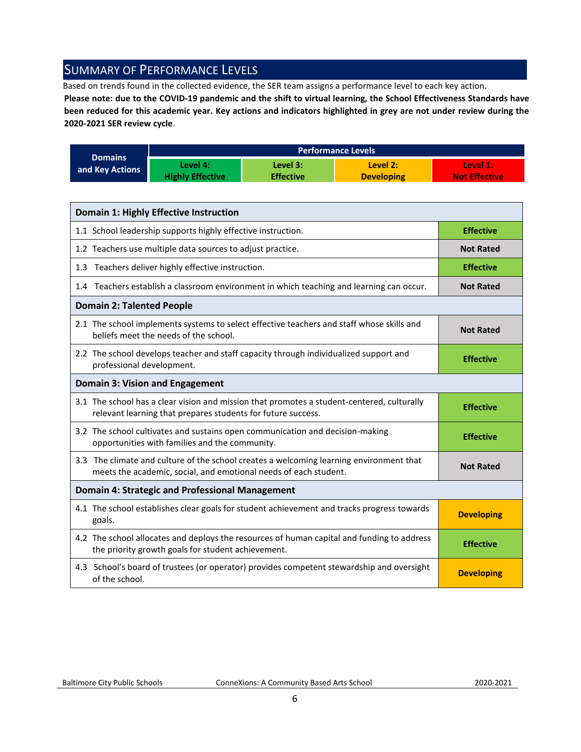## Summary of Performance Levels

Based on trends found in the collected evidence, the SER team assigns a performance level to each key action.

**Please note: due to the COVID-19 pandemic and the shift to virtual learning, the School Effectiveness Standards have been reduced for this academic year. Key actions and indicators highlighted in grey are not under review during the 2020-2021 SER review cycle**.

| Domains and Key Actions | Performance Levels | | | |
|---|---|---|---|---|
| | Level 4: Highly Effective | Level 3: Effective | Level 2: Developing | Level 1: Not Effective |

| Domain 1: Highly Effective Instruction | |
|---|---|
| 1.1 School leadership supports highly effective instruction. | Effective |
| 1.2 Teachers use multiple data sources to adjust practice. | Not Rated |
| 1.3 Teachers deliver highly effective instruction. | Effective |
| 1.4 Teachers establish a classroom environment in which teaching and learning can occur. | Not Rated |
| **Domain 2: Talented People** | |
| 2.1 The school implements systems to select effective teachers and staff whose skills and beliefs meet the needs of the school. | Not Rated |
| 2.2 The school develops teacher and staff capacity through individualized support and professional development. | Effective |
| **Domain 3: Vision and Engagement** | |
| 3.1 The school has a clear vision and mission that promotes a student-centered, culturally relevant learning that prepares students for future success. | Effective |
| 3.2 The school cultivates and sustains open communication and decision-making opportunities with families and the community. | Effective |
| 3.3 The climate and culture of the school creates a welcoming learning environment that meets the academic, social, and emotional needs of each student. | Not Rated |
| **Domain 4: Strategic and Professional Management** | |
| 4.1 The school establishes clear goals for student achievement and tracks progress towards goals. | Developing |
| 4.2 The school allocates and deploys the resources of human capital and funding to address the priority growth goals for student achievement. | Effective |
| 4.3 School's board of trustees (or operator) provides competent stewardship and oversight of the school. | Developing |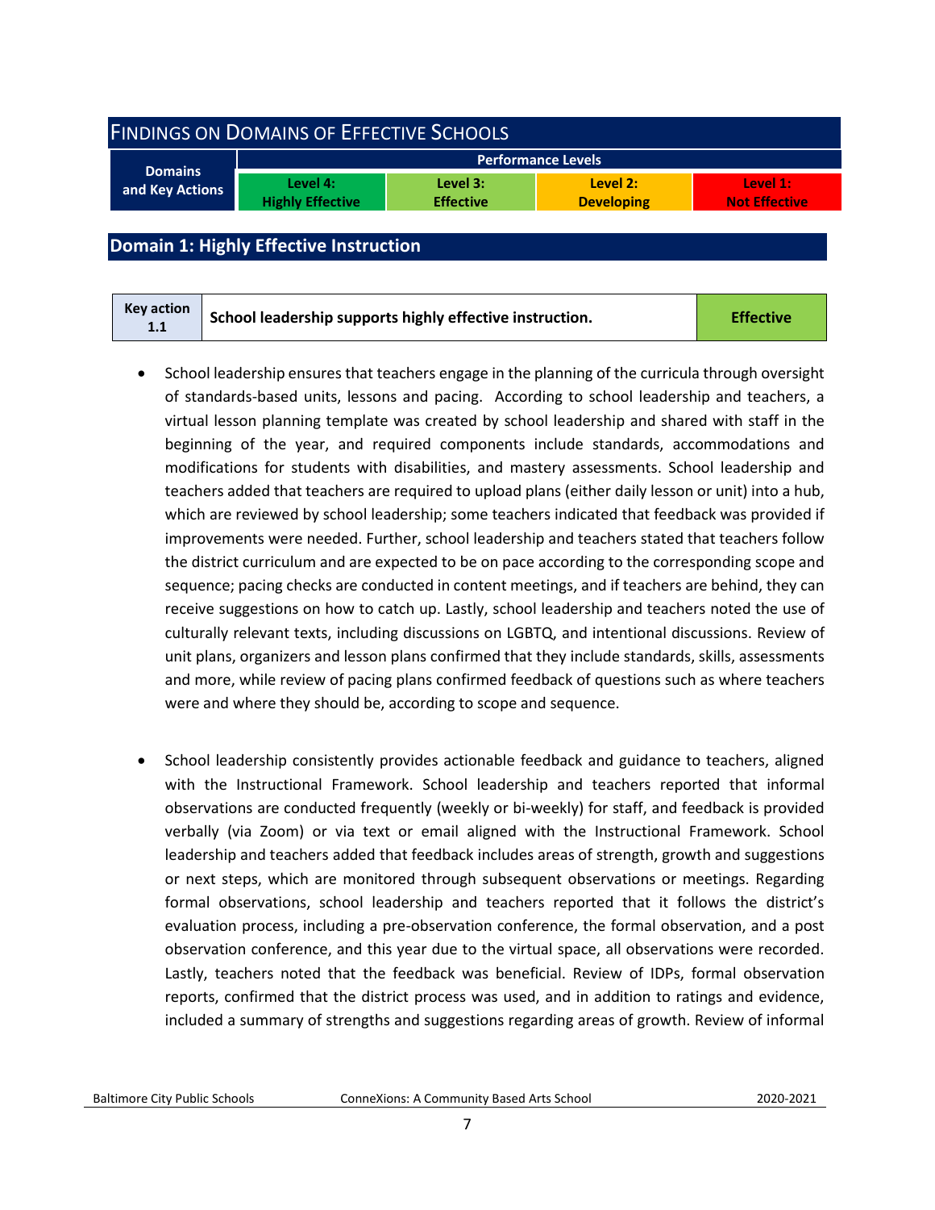## Findings on Domains of Effective Schools

| Domains and Key Actions | Performance Levels | | | |
|---|---|---|---|---|
| | Level 4: Highly Effective | Level 3: Effective | Level 2: Developing | Level 1: Not Effective |

## Domain 1: Highly Effective Instruction

| Key action 1.1 | School leadership supports highly effective instruction. | Effective |
|---|---|---|

- School leadership ensures that teachers engage in the planning of the curricula through oversight of standards-based units, lessons and pacing. According to school leadership and teachers, a virtual lesson planning template was created by school leadership and shared with staff in the beginning of the year, and required components include standards, accommodations and modifications for students with disabilities, and mastery assessments. School leadership and teachers added that teachers are required to upload plans (either daily lesson or unit) into a hub, which are reviewed by school leadership; some teachers indicated that feedback was provided if improvements were needed. Further, school leadership and teachers stated that teachers follow the district curriculum and are expected to be on pace according to the corresponding scope and sequence; pacing checks are conducted in content meetings, and if teachers are behind, they can receive suggestions on how to catch up. Lastly, school leadership and teachers noted the use of culturally relevant texts, including discussions on LGBTQ, and intentional discussions. Review of unit plans, organizers and lesson plans confirmed that they include standards, skills, assessments and more, while review of pacing plans confirmed feedback of questions such as where teachers were and where they should be, according to scope and sequence.

- School leadership consistently provides actionable feedback and guidance to teachers, aligned with the Instructional Framework. School leadership and teachers reported that informal observations are conducted frequently (weekly or bi-weekly) for staff, and feedback is provided verbally (via Zoom) or via text or email aligned with the Instructional Framework. School leadership and teachers added that feedback includes areas of strength, growth and suggestions or next steps, which are monitored through subsequent observations or meetings. Regarding formal observations, school leadership and teachers reported that it follows the district's evaluation process, including a pre-observation conference, the formal observation, and a post observation conference, and this year due to the virtual space, all observations were recorded. Lastly, teachers noted that the feedback was beneficial. Review of IDPs, formal observation reports, confirmed that the district process was used, and in addition to ratings and evidence, included a summary of strengths and suggestions regarding areas of growth. Review of informal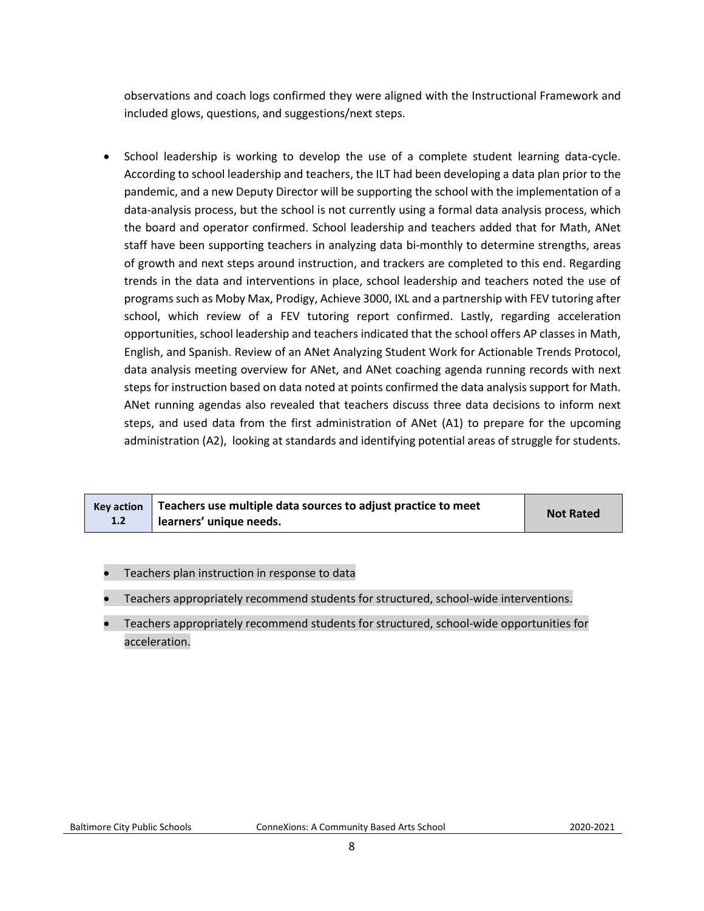observations and coach logs confirmed they were aligned with the Instructional Framework and included glows, questions, and suggestions/next steps.

- School leadership is working to develop the use of a complete student learning data-cycle. According to school leadership and teachers, the ILT had been developing a data plan prior to the pandemic, and a new Deputy Director will be supporting the school with the implementation of a data-analysis process, but the school is not currently using a formal data analysis process, which the board and operator confirmed. School leadership and teachers added that for Math, ANet staff have been supporting teachers in analyzing data bi-monthly to determine strengths, areas of growth and next steps around instruction, and trackers are completed to this end. Regarding trends in the data and interventions in place, school leadership and teachers noted the use of programs such as Moby Max, Prodigy, Achieve 3000, IXL and a partnership with FEV tutoring after school, which review of a FEV tutoring report confirmed. Lastly, regarding acceleration opportunities, school leadership and teachers indicated that the school offers AP classes in Math, English, and Spanish. Review of an ANet Analyzing Student Work for Actionable Trends Protocol, data analysis meeting overview for ANet, and ANet coaching agenda running records with next steps for instruction based on data noted at points confirmed the data analysis support for Math. ANet running agendas also revealed that teachers discuss three data decisions to inform next steps, and used data from the first administration of ANet (A1) to prepare for the upcoming administration (A2), looking at standards and identifying potential areas of struggle for students.

| Key action 1.2 | Teachers use multiple data sources to adjust practice to meet learners' unique needs. | Not Rated |
|---|---|---|

- Teachers plan instruction in response to data
- Teachers appropriately recommend students for structured, school-wide interventions.
- Teachers appropriately recommend students for structured, school-wide opportunities for acceleration.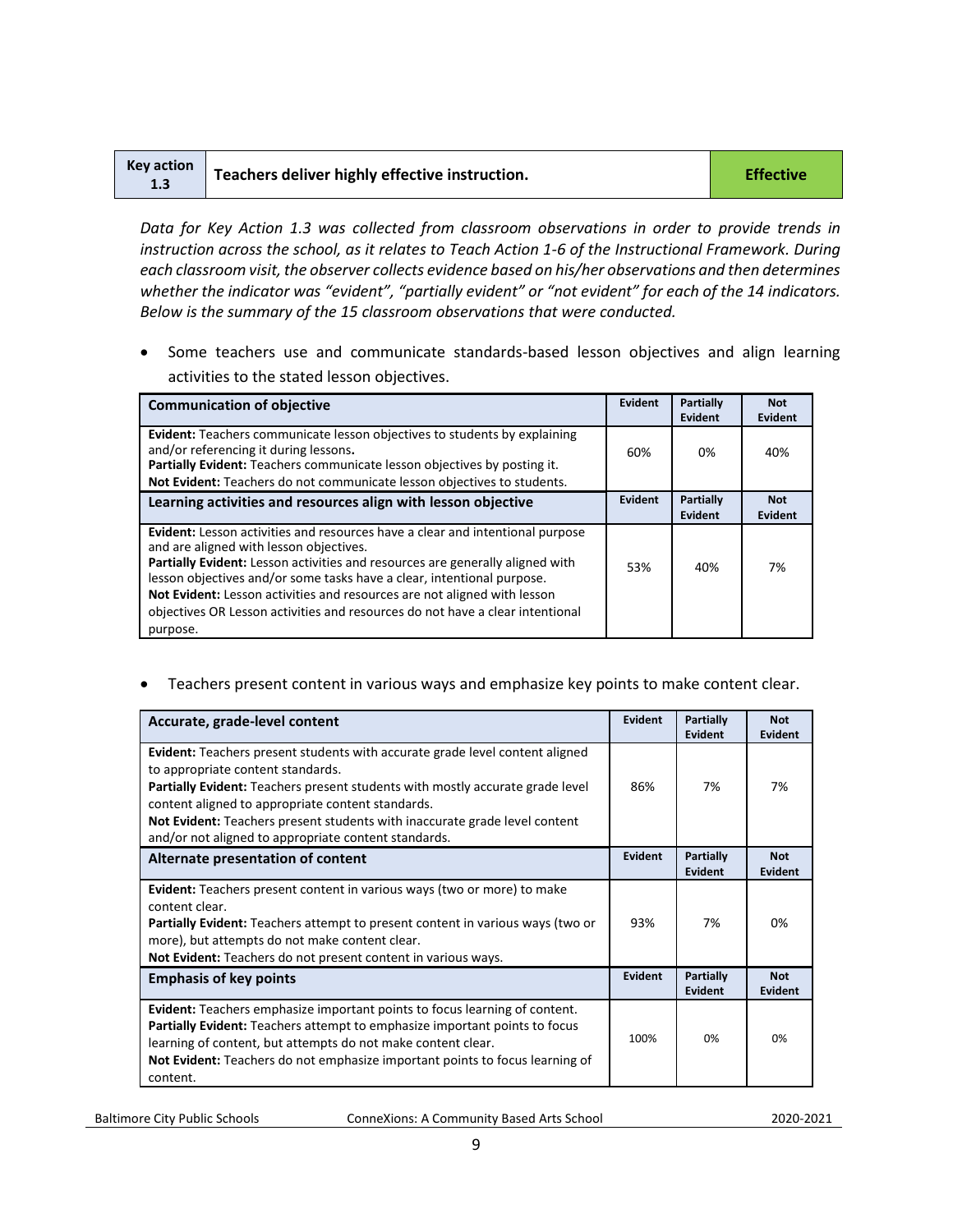| Key action 1.3 | Teachers deliver highly effective instruction. | Effective |
| --- | --- | --- |

*Data for Key Action 1.3 was collected from classroom observations in order to provide trends in instruction across the school, as it relates to Teach Action 1-6 of the Instructional Framework. During each classroom visit, the observer collects evidence based on his/her observations and then determines whether the indicator was "evident", "partially evident" or "not evident" for each of the 14 indicators. Below is the summary of the 15 classroom observations that were conducted.*

- Some teachers use and communicate standards-based lesson objectives and align learning activities to the stated lesson objectives.

| Communication of objective | Evident | Partially Evident | Not Evident |
| --- | --- | --- | --- |
| **Evident:** Teachers communicate lesson objectives to students by explaining and/or referencing it during lessons. **Partially Evident:** Teachers communicate lesson objectives by posting it. **Not Evident:** Teachers do not communicate lesson objectives to students. | 60% | 0% | 40% |
| **Learning activities and resources align with lesson objective** | **Evident** | **Partially Evident** | **Not Evident** |
| **Evident:** Lesson activities and resources have a clear and intentional purpose and are aligned with lesson objectives. **Partially Evident:** Lesson activities and resources are generally aligned with lesson objectives and/or some tasks have a clear, intentional purpose. **Not Evident:** Lesson activities and resources are not aligned with lesson objectives OR Lesson activities and resources do not have a clear intentional purpose. | 53% | 40% | 7% |

- Teachers present content in various ways and emphasize key points to make content clear.

| Accurate, grade-level content | Evident | Partially Evident | Not Evident |
| --- | --- | --- | --- |
| **Evident:** Teachers present students with accurate grade level content aligned to appropriate content standards. **Partially Evident:** Teachers present students with mostly accurate grade level content aligned to appropriate content standards. **Not Evident:** Teachers present students with inaccurate grade level content and/or not aligned to appropriate content standards. | 86% | 7% | 7% |
| **Alternate presentation of content** | **Evident** | **Partially Evident** | **Not Evident** |
| **Evident:** Teachers present content in various ways (two or more) to make content clear. **Partially Evident:** Teachers attempt to present content in various ways (two or more), but attempts do not make content clear. **Not Evident:** Teachers do not present content in various ways. | 93% | 7% | 0% |
| **Emphasis of key points** | **Evident** | **Partially Evident** | **Not Evident** |
| **Evident:** Teachers emphasize important points to focus learning of content. **Partially Evident:** Teachers attempt to emphasize important points to focus learning of content, but attempts do not make content clear. **Not Evident:** Teachers do not emphasize important points to focus learning of content. | 100% | 0% | 0% |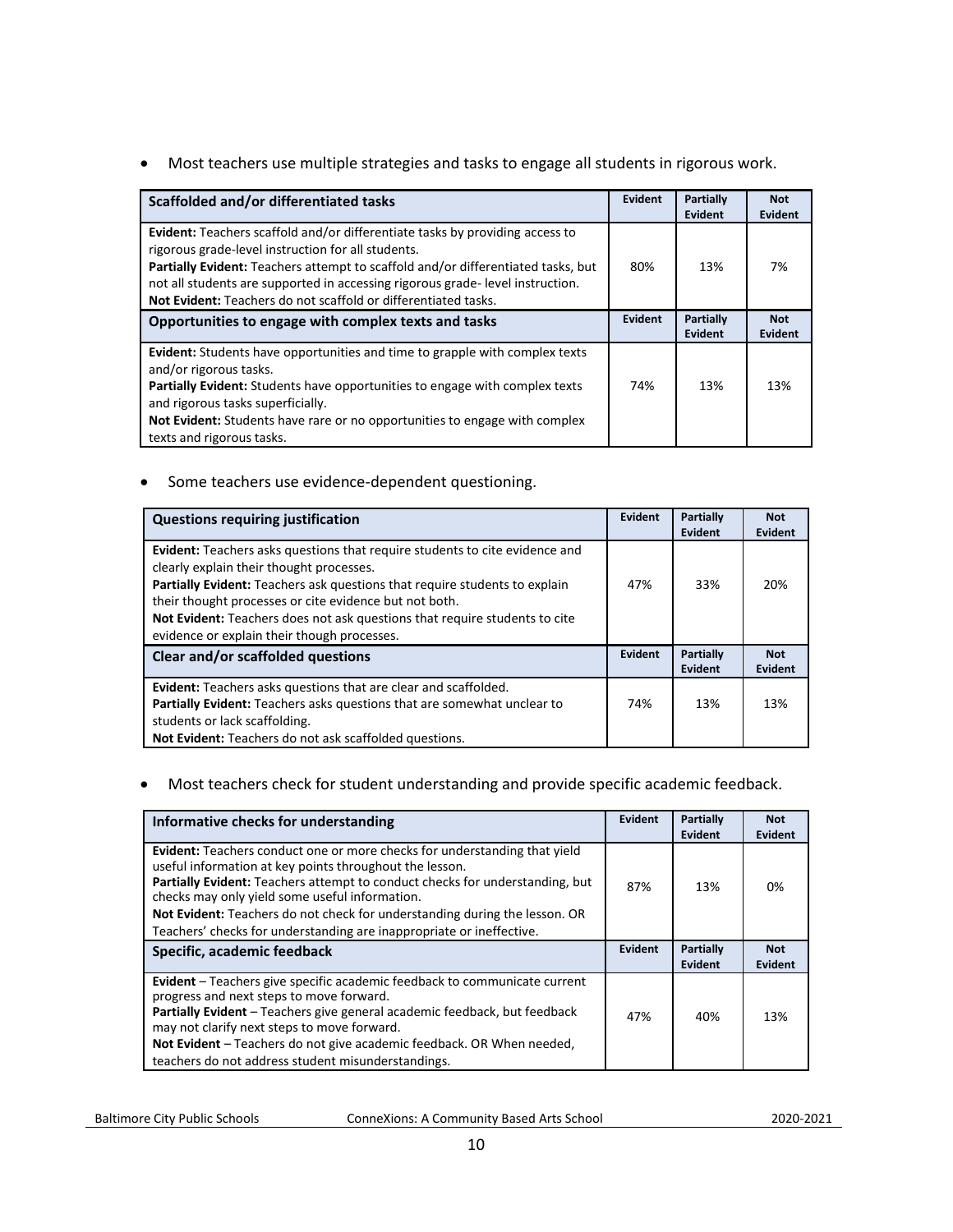- Most teachers use multiple strategies and tasks to engage all students in rigorous work.

| Scaffolded and/or differentiated tasks | Evident | Partially Evident | Not Evident |
|---|---|---|---|
| **Evident:** Teachers scaffold and/or differentiate tasks by providing access to rigorous grade-level instruction for all students.<br>**Partially Evident:** Teachers attempt to scaffold and/or differentiated tasks, but not all students are supported in accessing rigorous grade- level instruction.<br>**Not Evident:** Teachers do not scaffold or differentiated tasks. | 80% | 13% | 7% |
| **Opportunities to engage with complex texts and tasks** | **Evident** | **Partially Evident** | **Not Evident** |
| **Evident:** Students have opportunities and time to grapple with complex texts and/or rigorous tasks.<br>**Partially Evident:** Students have opportunities to engage with complex texts and rigorous tasks superficially.<br>**Not Evident:** Students have rare or no opportunities to engage with complex texts and rigorous tasks. | 74% | 13% | 13% |

- Some teachers use evidence-dependent questioning.

| Questions requiring justification | Evident | Partially Evident | Not Evident |
|---|---|---|---|
| **Evident:** Teachers asks questions that require students to cite evidence and clearly explain their thought processes.<br>**Partially Evident:** Teachers ask questions that require students to explain their thought processes or cite evidence but not both.<br>**Not Evident:** Teachers does not ask questions that require students to cite evidence or explain their though processes. | 47% | 33% | 20% |
| **Clear and/or scaffolded questions** | **Evident** | **Partially Evident** | **Not Evident** |
| **Evident:** Teachers asks questions that are clear and scaffolded.<br>**Partially Evident:** Teachers asks questions that are somewhat unclear to students or lack scaffolding.<br>**Not Evident:** Teachers do not ask scaffolded questions. | 74% | 13% | 13% |

- Most teachers check for student understanding and provide specific academic feedback.

| Informative checks for understanding | Evident | Partially Evident | Not Evident |
|---|---|---|---|
| **Evident:** Teachers conduct one or more checks for understanding that yield useful information at key points throughout the lesson.<br>**Partially Evident:** Teachers attempt to conduct checks for understanding, but checks may only yield some useful information.<br>**Not Evident:** Teachers do not check for understanding during the lesson. OR Teachers' checks for understanding are inappropriate or ineffective. | 87% | 13% | 0% |
| **Specific, academic feedback** | **Evident** | **Partially Evident** | **Not Evident** |
| **Evident** – Teachers give specific academic feedback to communicate current progress and next steps to move forward.<br>**Partially Evident** – Teachers give general academic feedback, but feedback may not clarify next steps to move forward.<br>**Not Evident** – Teachers do not give academic feedback. OR When needed, teachers do not address student misunderstandings. | 47% | 40% | 13% |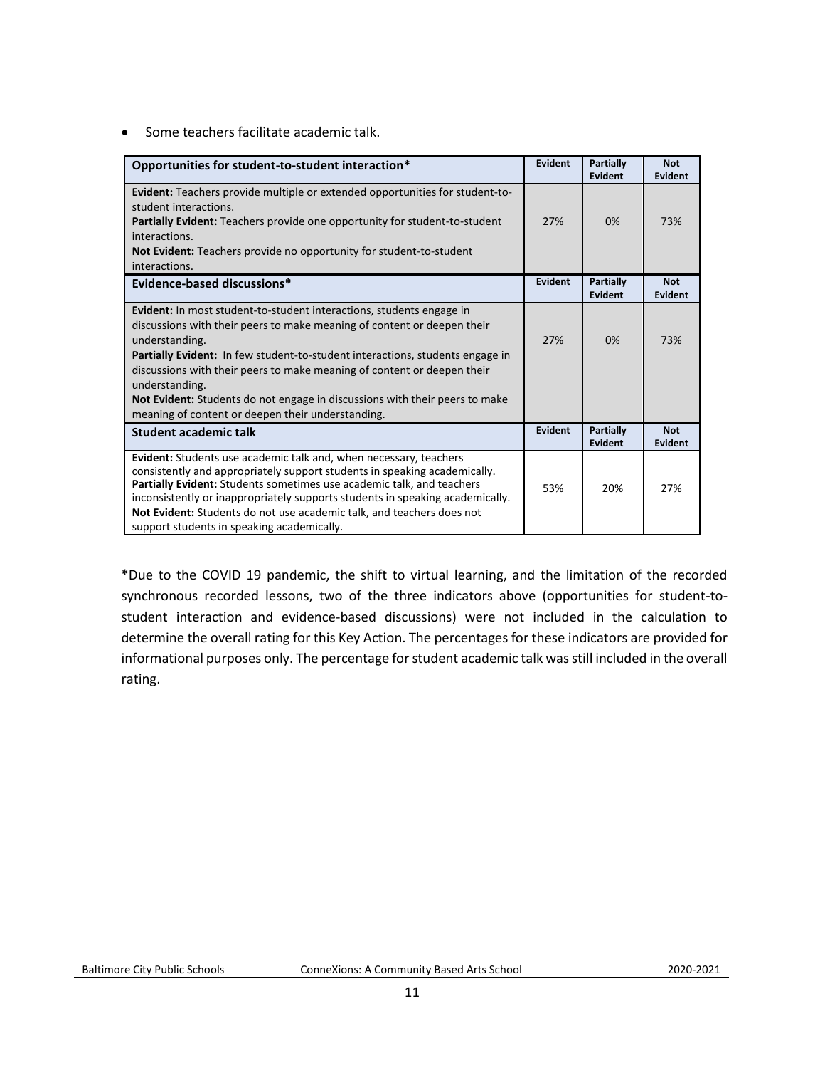- Some teachers facilitate academic talk.

| Opportunities for student-to-student interaction* | Evident | Partially Evident | Not Evident |
| --- | --- | --- | --- |
| **Evident:** Teachers provide multiple or extended opportunities for student-to-student interactions. **Partially Evident:** Teachers provide one opportunity for student-to-student interactions. **Not Evident:** Teachers provide no opportunity for student-to-student interactions. | 27% | 0% | 73% |
| **Evidence-based discussions*** | **Evident** | **Partially Evident** | **Not Evident** |
| **Evident:** In most student-to-student interactions, students engage in discussions with their peers to make meaning of content or deepen their understanding. **Partially Evident:** In few student-to-student interactions, students engage in discussions with their peers to make meaning of content or deepen their understanding. **Not Evident:** Students do not engage in discussions with their peers to make meaning of content or deepen their understanding. | 27% | 0% | 73% |
| **Student academic talk** | **Evident** | **Partially Evident** | **Not Evident** |
| **Evident:** Students use academic talk and, when necessary, teachers consistently and appropriately support students in speaking academically. **Partially Evident:** Students sometimes use academic talk, and teachers inconsistently or inappropriately supports students in speaking academically. **Not Evident:** Students do not use academic talk, and teachers does not support students in speaking academically. | 53% | 20% | 27% |

*Due to the COVID 19 pandemic, the shift to virtual learning, and the limitation of the recorded synchronous recorded lessons, two of the three indicators above (opportunities for student-to-student interaction and evidence-based discussions) were not included in the calculation to determine the overall rating for this Key Action. The percentages for these indicators are provided for informational purposes only. The percentage for student academic talk was still included in the overall rating.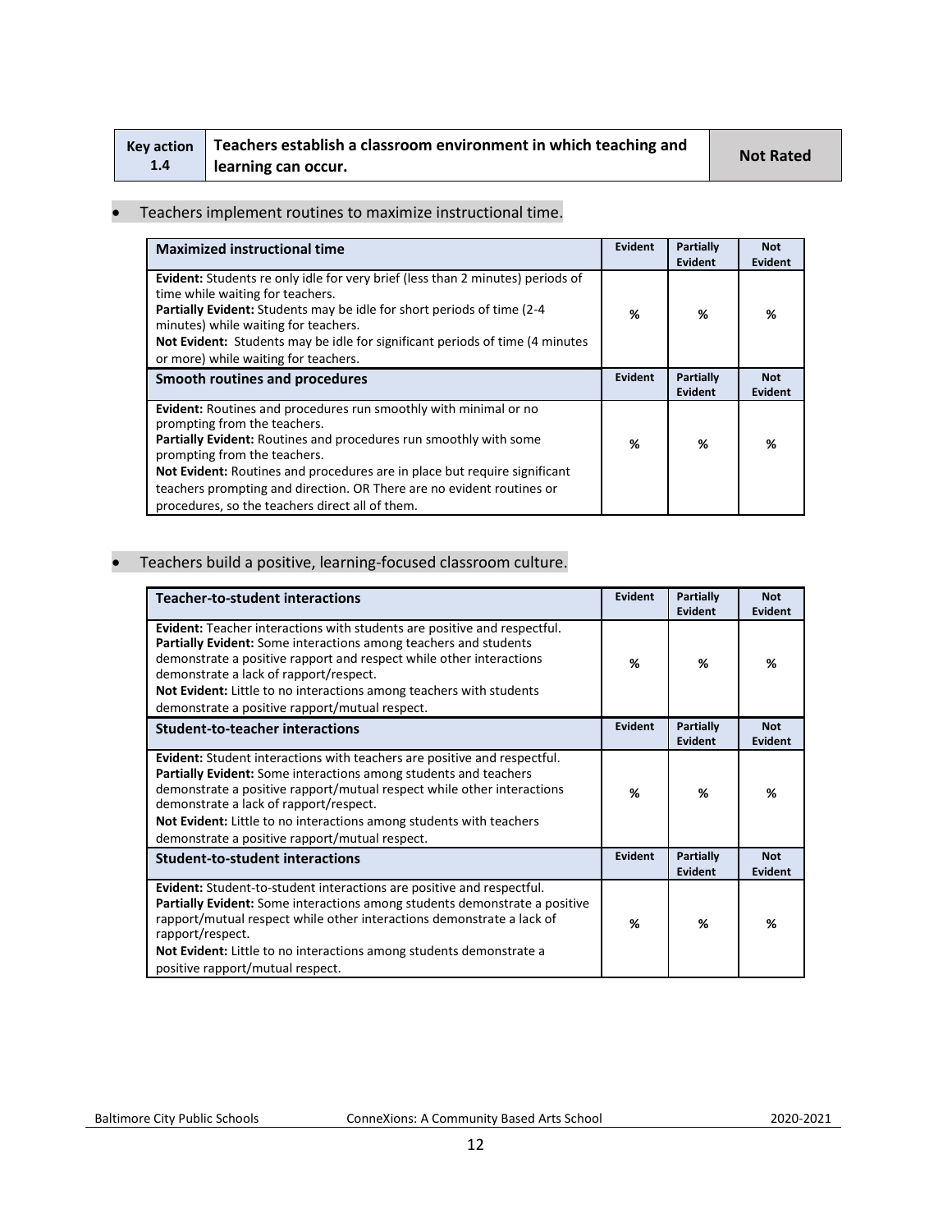| Key action 1.4 | Teachers establish a classroom environment in which teaching and learning can occur. | Not Rated |
|---|---|---|

- Teachers implement routines to maximize instructional time.

| Maximized instructional time | Evident | Partially Evident | Not Evident |
|---|---|---|---|
| **Evident:** Students re only idle for very brief (less than 2 minutes) periods of time while waiting for teachers.<br>**Partially Evident:** Students may be idle for short periods of time (2-4 minutes) while waiting for teachers.<br>**Not Evident:** Students may be idle for significant periods of time (4 minutes or more) while waiting for teachers. | % | % | % |
| **Smooth routines and procedures** | **Evident** | **Partially Evident** | **Not Evident** |
| **Evident:** Routines and procedures run smoothly with minimal or no prompting from the teachers.<br>**Partially Evident:** Routines and procedures run smoothly with some prompting from the teachers.<br>**Not Evident:** Routines and procedures are in place but require significant teachers prompting and direction. OR There are no evident routines or procedures, so the teachers direct all of them. | % | % | % |

- Teachers build a positive, learning-focused classroom culture.

| Teacher-to-student interactions | Evident | Partially Evident | Not Evident |
|---|---|---|---|
| **Evident:** Teacher interactions with students are positive and respectful.<br>**Partially Evident:** Some interactions among teachers and students demonstrate a positive rapport and respect while other interactions demonstrate a lack of rapport/respect.<br>**Not Evident:** Little to no interactions among teachers with students demonstrate a positive rapport/mutual respect. | % | % | % |
| **Student-to-teacher interactions** | **Evident** | **Partially Evident** | **Not Evident** |
| **Evident:** Student interactions with teachers are positive and respectful.<br>**Partially Evident:** Some interactions among students and teachers demonstrate a positive rapport/mutual respect while other interactions demonstrate a lack of rapport/respect.<br>**Not Evident:** Little to no interactions among students with teachers demonstrate a positive rapport/mutual respect. | % | % | % |
| **Student-to-student interactions** | **Evident** | **Partially Evident** | **Not Evident** |
| **Evident:** Student-to-student interactions are positive and respectful.<br>**Partially Evident:** Some interactions among students demonstrate a positive rapport/mutual respect while other interactions demonstrate a lack of rapport/respect.<br>**Not Evident:** Little to no interactions among students demonstrate a positive rapport/mutual respect. | % | % | % |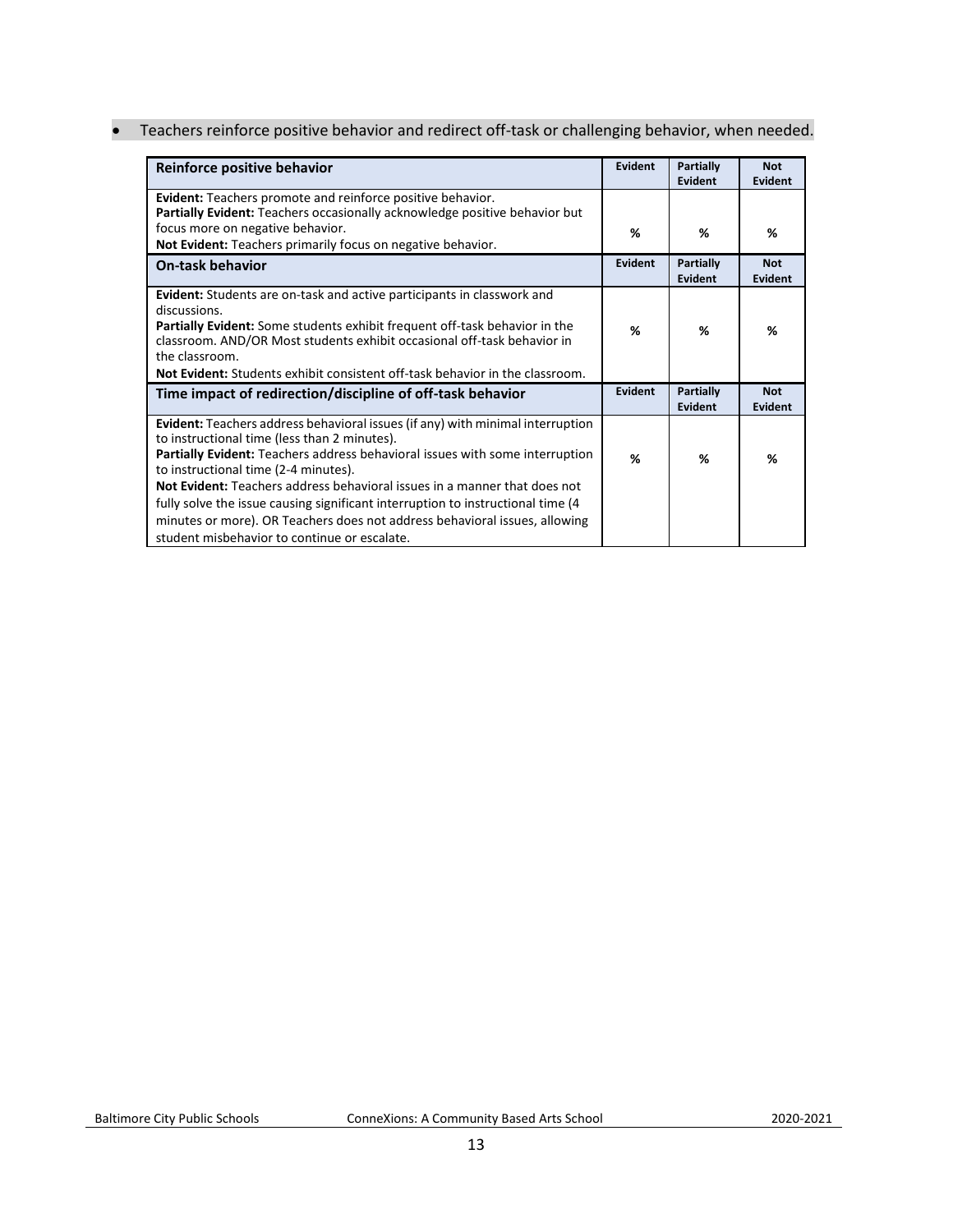- Teachers reinforce positive behavior and redirect off-task or challenging behavior, when needed.

| Reinforce positive behavior | Evident | Partially Evident | Not Evident |
|---|---|---|---|
| **Evident:** Teachers promote and reinforce positive behavior.<br>**Partially Evident:** Teachers occasionally acknowledge positive behavior but focus more on negative behavior.<br>**Not Evident:** Teachers primarily focus on negative behavior. | % | % | % |
| **On-task behavior** | **Evident** | **Partially Evident** | **Not Evident** |
| **Evident:** Students are on-task and active participants in classwork and discussions.<br>**Partially Evident:** Some students exhibit frequent off-task behavior in the classroom. AND/OR Most students exhibit occasional off-task behavior in the classroom.<br>**Not Evident:** Students exhibit consistent off-task behavior in the classroom. | % | % | % |
| **Time impact of redirection/discipline of off-task behavior** | **Evident** | **Partially Evident** | **Not Evident** |
| **Evident:** Teachers address behavioral issues (if any) with minimal interruption to instructional time (less than 2 minutes).<br>**Partially Evident:** Teachers address behavioral issues with some interruption to instructional time (2-4 minutes).<br>**Not Evident:** Teachers address behavioral issues in a manner that does not fully solve the issue causing significant interruption to instructional time (4 minutes or more). OR Teachers does not address behavioral issues, allowing student misbehavior to continue or escalate. | % | % | % |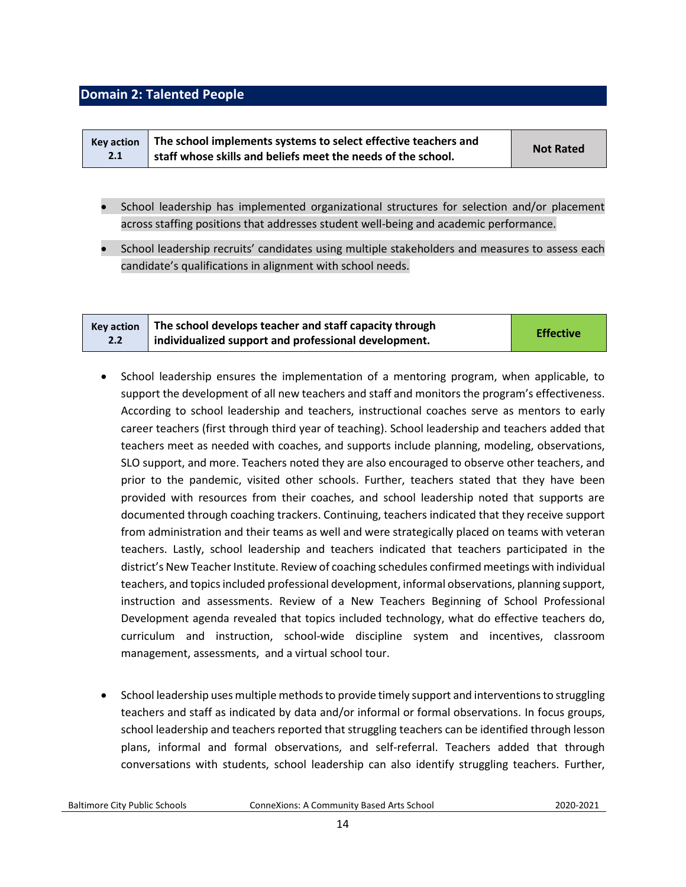## Domain 2: Talented People

| Key action 2.1 | The school implements systems to select effective teachers and staff whose skills and beliefs meet the needs of the school. | Not Rated |
|---|---|---|

- School leadership has implemented organizational structures for selection and/or placement across staffing positions that addresses student well-being and academic performance.
- School leadership recruits' candidates using multiple stakeholders and measures to assess each candidate's qualifications in alignment with school needs.

| Key action 2.2 | The school develops teacher and staff capacity through individualized support and professional development. | Effective |
|---|---|---|

- School leadership ensures the implementation of a mentoring program, when applicable, to support the development of all new teachers and staff and monitors the program's effectiveness. According to school leadership and teachers, instructional coaches serve as mentors to early career teachers (first through third year of teaching). School leadership and teachers added that teachers meet as needed with coaches, and supports include planning, modeling, observations, SLO support, and more. Teachers noted they are also encouraged to observe other teachers, and prior to the pandemic, visited other schools. Further, teachers stated that they have been provided with resources from their coaches, and school leadership noted that supports are documented through coaching trackers. Continuing, teachers indicated that they receive support from administration and their teams as well and were strategically placed on teams with veteran teachers. Lastly, school leadership and teachers indicated that teachers participated in the district's New Teacher Institute. Review of coaching schedules confirmed meetings with individual teachers, and topics included professional development, informal observations, planning support, instruction and assessments. Review of a New Teachers Beginning of School Professional Development agenda revealed that topics included technology, what do effective teachers do, curriculum and instruction, school-wide discipline system and incentives, classroom management, assessments, and a virtual school tour.

- School leadership uses multiple methods to provide timely support and interventions to struggling teachers and staff as indicated by data and/or informal or formal observations. In focus groups, school leadership and teachers reported that struggling teachers can be identified through lesson plans, informal and formal observations, and self-referral. Teachers added that through conversations with students, school leadership can also identify struggling teachers. Further,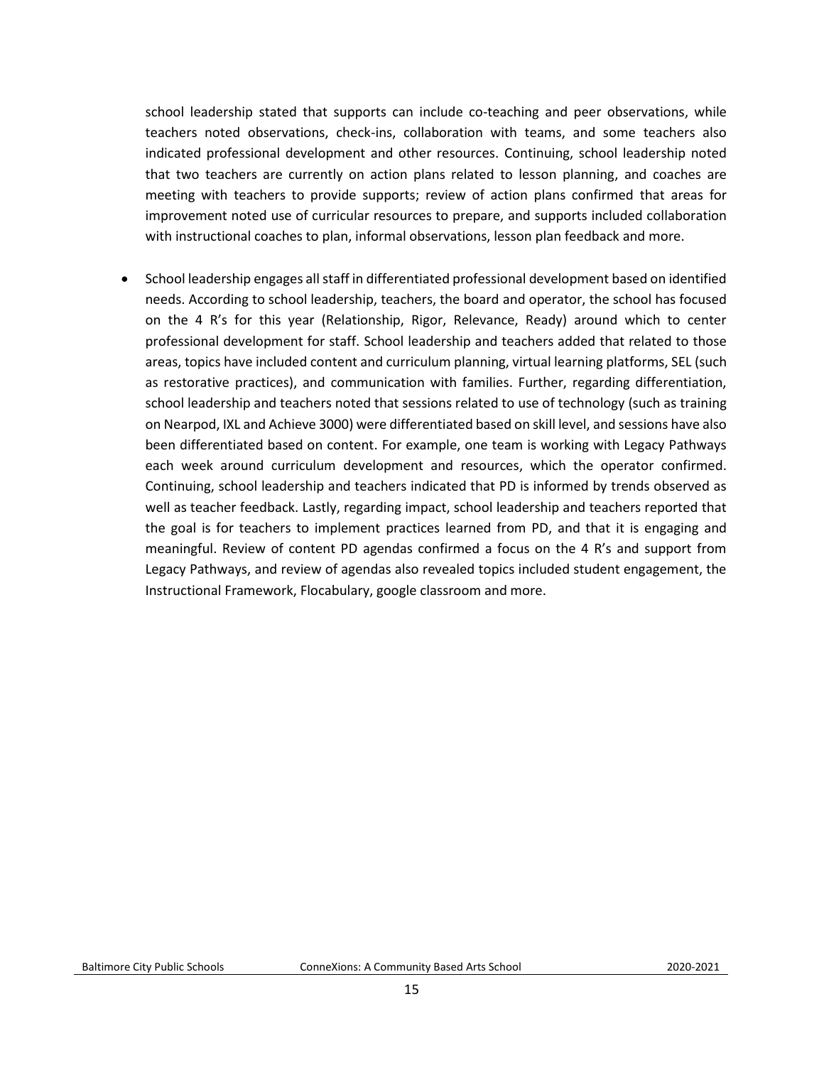school leadership stated that supports can include co-teaching and peer observations, while teachers noted observations, check-ins, collaboration with teams, and some teachers also indicated professional development and other resources. Continuing, school leadership noted that two teachers are currently on action plans related to lesson planning, and coaches are meeting with teachers to provide supports; review of action plans confirmed that areas for improvement noted use of curricular resources to prepare, and supports included collaboration with instructional coaches to plan, informal observations, lesson plan feedback and more.

- School leadership engages all staff in differentiated professional development based on identified needs. According to school leadership, teachers, the board and operator, the school has focused on the 4 R's for this year (Relationship, Rigor, Relevance, Ready) around which to center professional development for staff. School leadership and teachers added that related to those areas, topics have included content and curriculum planning, virtual learning platforms, SEL (such as restorative practices), and communication with families. Further, regarding differentiation, school leadership and teachers noted that sessions related to use of technology (such as training on Nearpod, IXL and Achieve 3000) were differentiated based on skill level, and sessions have also been differentiated based on content. For example, one team is working with Legacy Pathways each week around curriculum development and resources, which the operator confirmed. Continuing, school leadership and teachers indicated that PD is informed by trends observed as well as teacher feedback. Lastly, regarding impact, school leadership and teachers reported that the goal is for teachers to implement practices learned from PD, and that it is engaging and meaningful. Review of content PD agendas confirmed a focus on the 4 R's and support from Legacy Pathways, and review of agendas also revealed topics included student engagement, the Instructional Framework, Flocabulary, google classroom and more.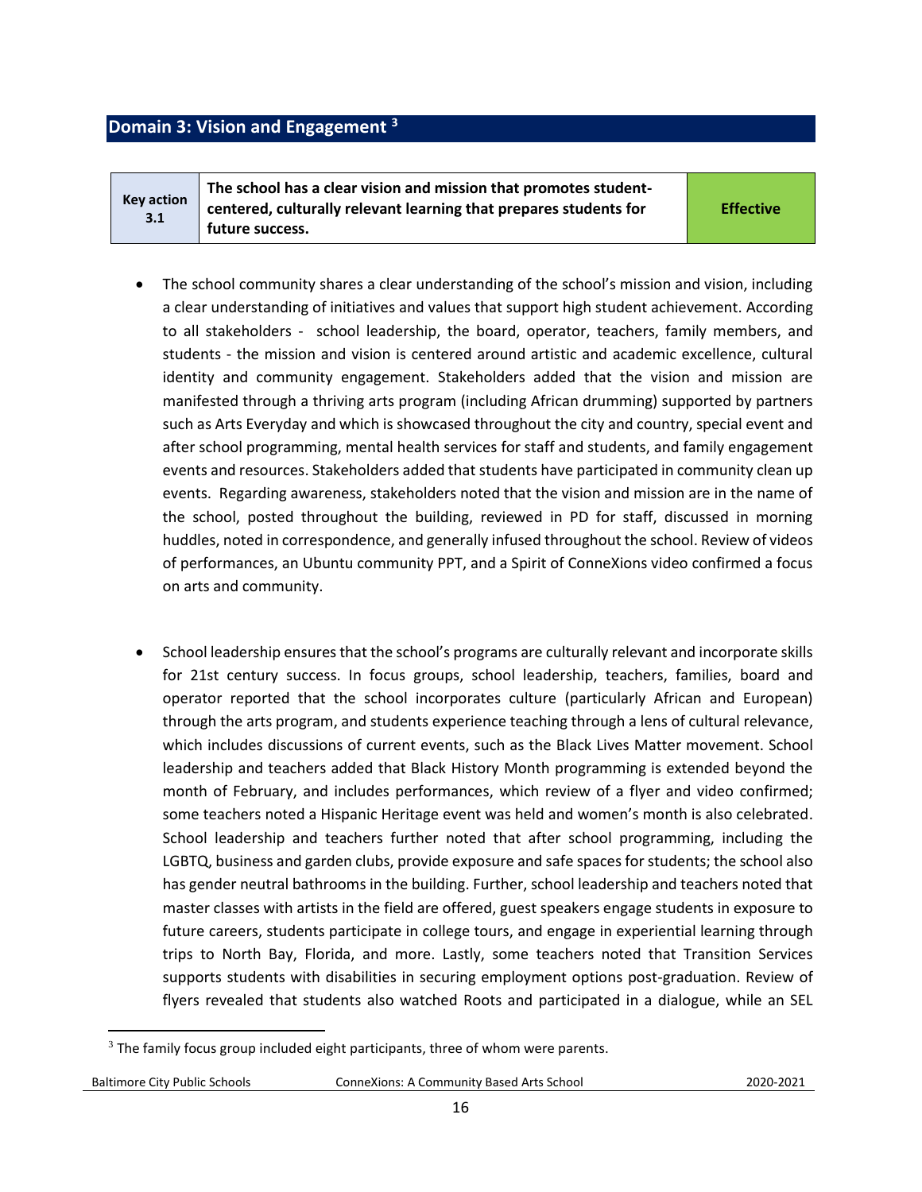## Domain 3: Vision and Engagement [3]

| Key action 3.1 | The school has a clear vision and mission that promotes student-centered, culturally relevant learning that prepares students for future success. | Effective |
|---|---|---|

- The school community shares a clear understanding of the school's mission and vision, including a clear understanding of initiatives and values that support high student achievement. According to all stakeholders - school leadership, the board, operator, teachers, family members, and students - the mission and vision is centered around artistic and academic excellence, cultural identity and community engagement. Stakeholders added that the vision and mission are manifested through a thriving arts program (including African drumming) supported by partners such as Arts Everyday and which is showcased throughout the city and country, special event and after school programming, mental health services for staff and students, and family engagement events and resources. Stakeholders added that students have participated in community clean up events. Regarding awareness, stakeholders noted that the vision and mission are in the name of the school, posted throughout the building, reviewed in PD for staff, discussed in morning huddles, noted in correspondence, and generally infused throughout the school. Review of videos of performances, an Ubuntu community PPT, and a Spirit of ConneXions video confirmed a focus on arts and community.

- School leadership ensures that the school's programs are culturally relevant and incorporate skills for 21st century success. In focus groups, school leadership, teachers, families, board and operator reported that the school incorporates culture (particularly African and European) through the arts program, and students experience teaching through a lens of cultural relevance, which includes discussions of current events, such as the Black Lives Matter movement. School leadership and teachers added that Black History Month programming is extended beyond the month of February, and includes performances, which review of a flyer and video confirmed; some teachers noted a Hispanic Heritage event was held and women's month is also celebrated. School leadership and teachers further noted that after school programming, including the LGBTQ, business and garden clubs, provide exposure and safe spaces for students; the school also has gender neutral bathrooms in the building. Further, school leadership and teachers noted that master classes with artists in the field are offered, guest speakers engage students in exposure to future careers, students participate in college tours, and engage in experiential learning through trips to North Bay, Florida, and more. Lastly, some teachers noted that Transition Services supports students with disabilities in securing employment options post-graduation. Review of flyers revealed that students also watched Roots and participated in a dialogue, while an SEL

[3] The family focus group included eight participants, three of whom were parents.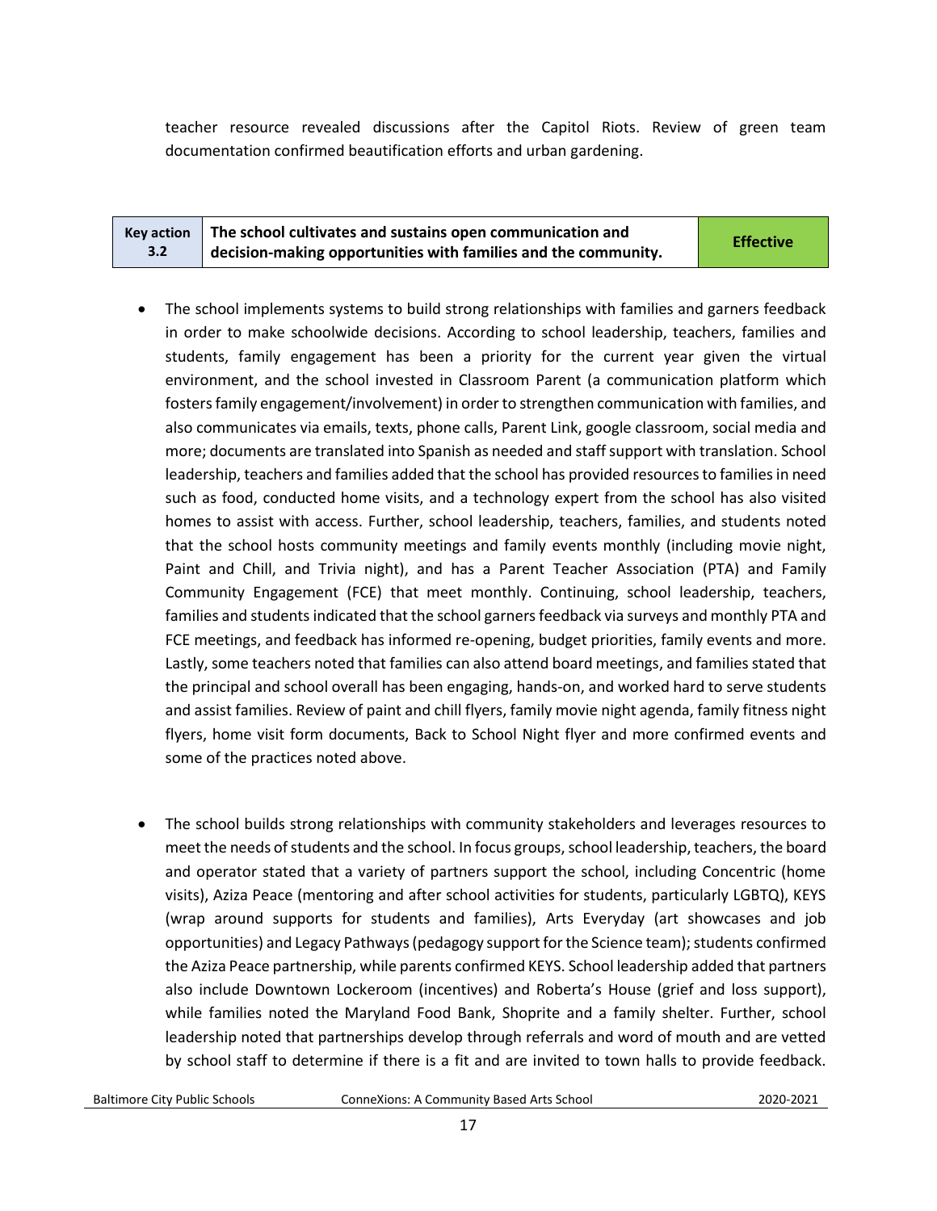teacher resource revealed discussions after the Capitol Riots. Review of green team documentation confirmed beautification efforts and urban gardening.

| Key action 3.2 | The school cultivates and sustains open communication and decision-making opportunities with families and the community. | Effective |
|---|---|---|

- The school implements systems to build strong relationships with families and garners feedback in order to make schoolwide decisions. According to school leadership, teachers, families and students, family engagement has been a priority for the current year given the virtual environment, and the school invested in Classroom Parent (a communication platform which fosters family engagement/involvement) in order to strengthen communication with families, and also communicates via emails, texts, phone calls, Parent Link, google classroom, social media and more; documents are translated into Spanish as needed and staff support with translation. School leadership, teachers and families added that the school has provided resources to families in need such as food, conducted home visits, and a technology expert from the school has also visited homes to assist with access. Further, school leadership, teachers, families, and students noted that the school hosts community meetings and family events monthly (including movie night, Paint and Chill, and Trivia night), and has a Parent Teacher Association (PTA) and Family Community Engagement (FCE) that meet monthly. Continuing, school leadership, teachers, families and students indicated that the school garners feedback via surveys and monthly PTA and FCE meetings, and feedback has informed re-opening, budget priorities, family events and more. Lastly, some teachers noted that families can also attend board meetings, and families stated that the principal and school overall has been engaging, hands-on, and worked hard to serve students and assist families. Review of paint and chill flyers, family movie night agenda, family fitness night flyers, home visit form documents, Back to School Night flyer and more confirmed events and some of the practices noted above.

- The school builds strong relationships with community stakeholders and leverages resources to meet the needs of students and the school. In focus groups, school leadership, teachers, the board and operator stated that a variety of partners support the school, including Concentric (home visits), Aziza Peace (mentoring and after school activities for students, particularly LGBTQ), KEYS (wrap around supports for students and families), Arts Everyday (art showcases and job opportunities) and Legacy Pathways (pedagogy support for the Science team); students confirmed the Aziza Peace partnership, while parents confirmed KEYS. School leadership added that partners also include Downtown Lockeroom (incentives) and Roberta's House (grief and loss support), while families noted the Maryland Food Bank, Shoprite and a family shelter. Further, school leadership noted that partnerships develop through referrals and word of mouth and are vetted by school staff to determine if there is a fit and are invited to town halls to provide feedback.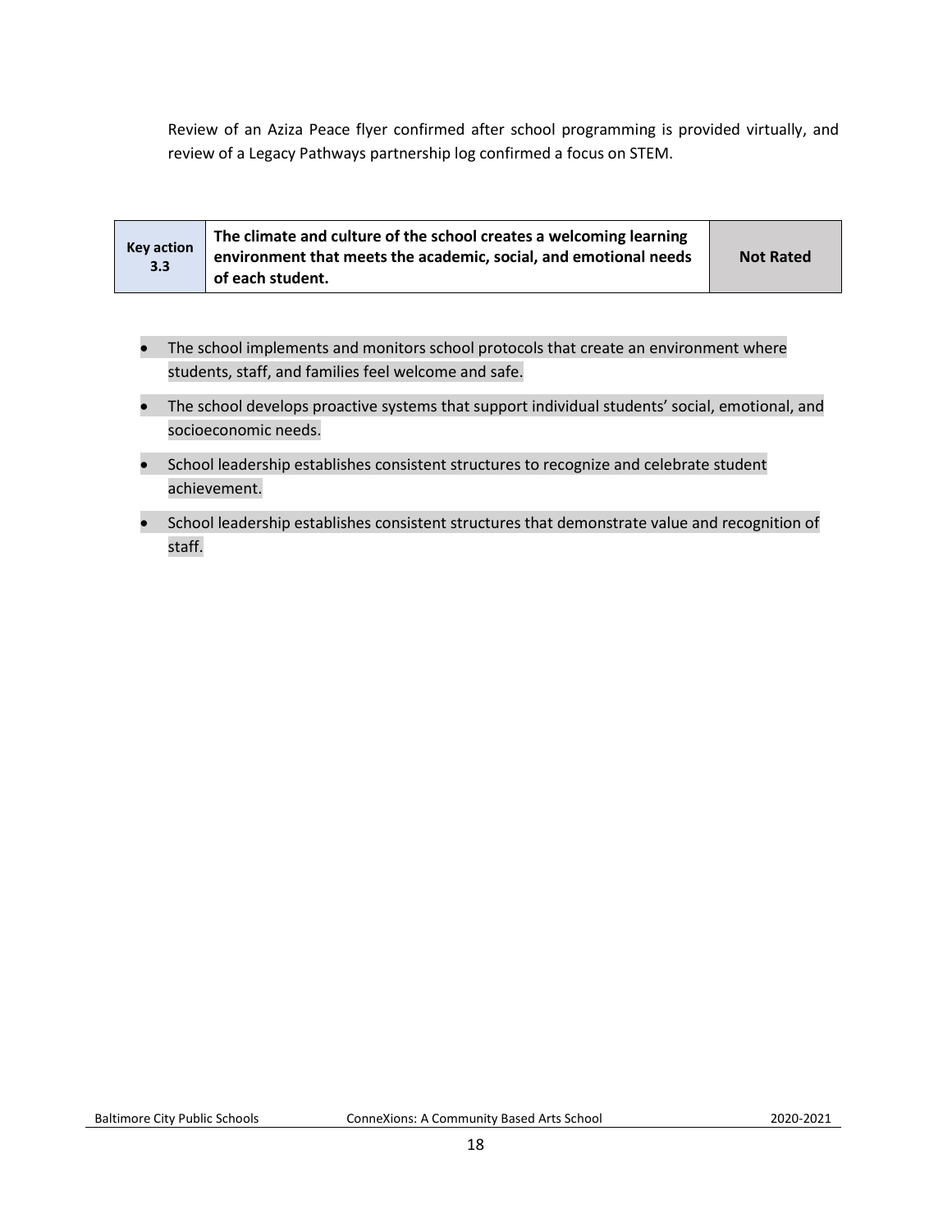Review of an Aziza Peace flyer confirmed after school programming is provided virtually, and review of a Legacy Pathways partnership log confirmed a focus on STEM.

| Key action 3.3 | The climate and culture of the school creates a welcoming learning environment that meets the academic, social, and emotional needs of each student. | Not Rated |
| --- | --- | --- |

- The school implements and monitors school protocols that create an environment where students, staff, and families feel welcome and safe.
- The school develops proactive systems that support individual students' social, emotional, and socioeconomic needs.
- School leadership establishes consistent structures to recognize and celebrate student achievement.
- School leadership establishes consistent structures that demonstrate value and recognition of staff.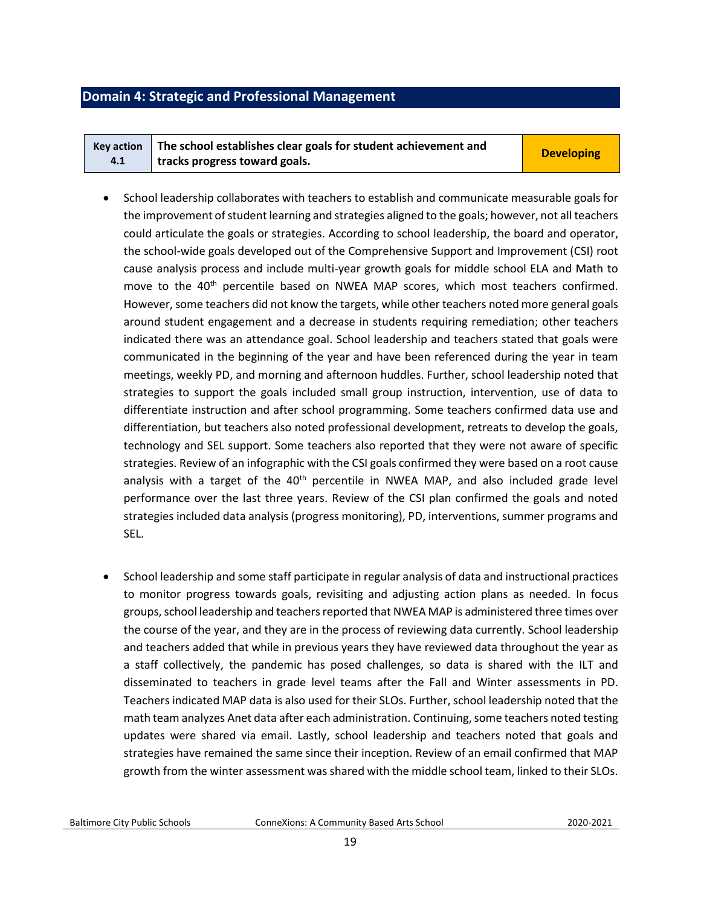## Domain 4: Strategic and Professional Management

| Key action 4.1 | The school establishes clear goals for student achievement and tracks progress toward goals. | Developing |
|---|---|---|

- School leadership collaborates with teachers to establish and communicate measurable goals for the improvement of student learning and strategies aligned to the goals; however, not all teachers could articulate the goals or strategies. According to school leadership, the board and operator, the school-wide goals developed out of the Comprehensive Support and Improvement (CSI) root cause analysis process and include multi-year growth goals for middle school ELA and Math to move to the 40th percentile based on NWEA MAP scores, which most teachers confirmed. However, some teachers did not know the targets, while other teachers noted more general goals around student engagement and a decrease in students requiring remediation; other teachers indicated there was an attendance goal. School leadership and teachers stated that goals were communicated in the beginning of the year and have been referenced during the year in team meetings, weekly PD, and morning and afternoon huddles. Further, school leadership noted that strategies to support the goals included small group instruction, intervention, use of data to differentiate instruction and after school programming. Some teachers confirmed data use and differentiation, but teachers also noted professional development, retreats to develop the goals, technology and SEL support. Some teachers also reported that they were not aware of specific strategies. Review of an infographic with the CSI goals confirmed they were based on a root cause analysis with a target of the 40th percentile in NWEA MAP, and also included grade level performance over the last three years. Review of the CSI plan confirmed the goals and noted strategies included data analysis (progress monitoring), PD, interventions, summer programs and SEL.

- School leadership and some staff participate in regular analysis of data and instructional practices to monitor progress towards goals, revisiting and adjusting action plans as needed. In focus groups, school leadership and teachers reported that NWEA MAP is administered three times over the course of the year, and they are in the process of reviewing data currently. School leadership and teachers added that while in previous years they have reviewed data throughout the year as a staff collectively, the pandemic has posed challenges, so data is shared with the ILT and disseminated to teachers in grade level teams after the Fall and Winter assessments in PD. Teachers indicated MAP data is also used for their SLOs. Further, school leadership noted that the math team analyzes Anet data after each administration. Continuing, some teachers noted testing updates were shared via email. Lastly, school leadership and teachers noted that goals and strategies have remained the same since their inception. Review of an email confirmed that MAP growth from the winter assessment was shared with the middle school team, linked to their SLOs.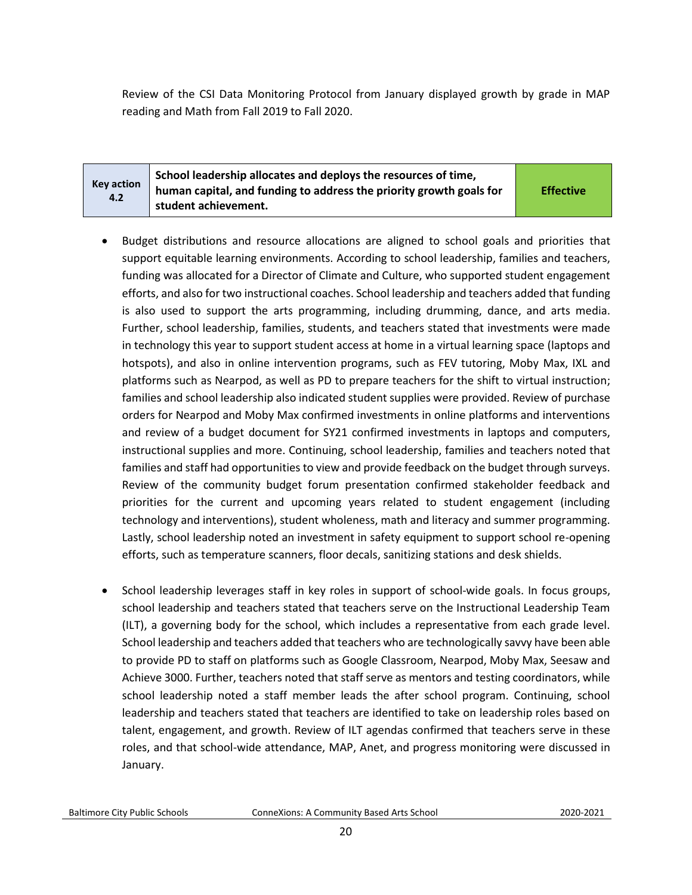Review of the CSI Data Monitoring Protocol from January displayed growth by grade in MAP reading and Math from Fall 2019 to Fall 2020.

| Key action 4.2 | School leadership allocates and deploys the resources of time, human capital, and funding to address the priority growth goals for student achievement. | Effective |
|---|---|---|

- Budget distributions and resource allocations are aligned to school goals and priorities that support equitable learning environments. According to school leadership, families and teachers, funding was allocated for a Director of Climate and Culture, who supported student engagement efforts, and also for two instructional coaches. School leadership and teachers added that funding is also used to support the arts programming, including drumming, dance, and arts media. Further, school leadership, families, students, and teachers stated that investments were made in technology this year to support student access at home in a virtual learning space (laptops and hotspots), and also in online intervention programs, such as FEV tutoring, Moby Max, IXL and platforms such as Nearpod, as well as PD to prepare teachers for the shift to virtual instruction; families and school leadership also indicated student supplies were provided. Review of purchase orders for Nearpod and Moby Max confirmed investments in online platforms and interventions and review of a budget document for SY21 confirmed investments in laptops and computers, instructional supplies and more. Continuing, school leadership, families and teachers noted that families and staff had opportunities to view and provide feedback on the budget through surveys. Review of the community budget forum presentation confirmed stakeholder feedback and priorities for the current and upcoming years related to student engagement (including technology and interventions), student wholeness, math and literacy and summer programming. Lastly, school leadership noted an investment in safety equipment to support school re-opening efforts, such as temperature scanners, floor decals, sanitizing stations and desk shields.

- School leadership leverages staff in key roles in support of school-wide goals. In focus groups, school leadership and teachers stated that teachers serve on the Instructional Leadership Team (ILT), a governing body for the school, which includes a representative from each grade level. School leadership and teachers added that teachers who are technologically savvy have been able to provide PD to staff on platforms such as Google Classroom, Nearpod, Moby Max, Seesaw and Achieve 3000. Further, teachers noted that staff serve as mentors and testing coordinators, while school leadership noted a staff member leads the after school program. Continuing, school leadership and teachers stated that teachers are identified to take on leadership roles based on talent, engagement, and growth. Review of ILT agendas confirmed that teachers serve in these roles, and that school-wide attendance, MAP, Anet, and progress monitoring were discussed in January.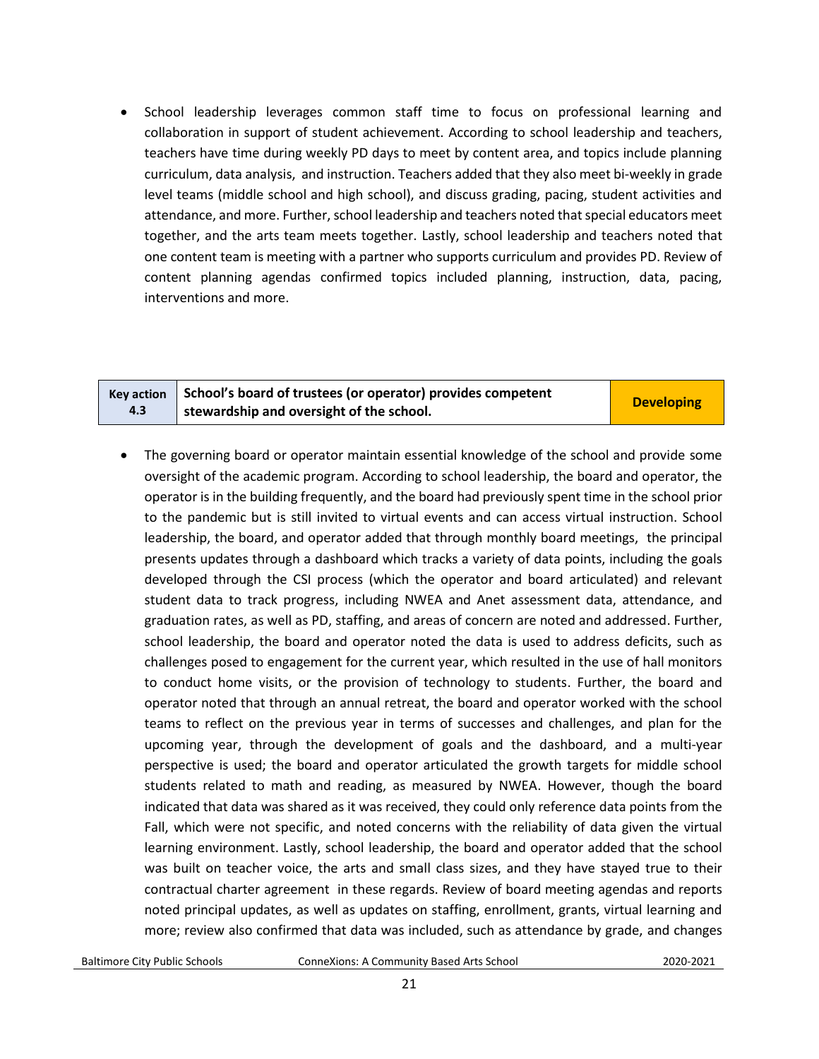- School leadership leverages common staff time to focus on professional learning and collaboration in support of student achievement. According to school leadership and teachers, teachers have time during weekly PD days to meet by content area, and topics include planning curriculum, data analysis, and instruction. Teachers added that they also meet bi-weekly in grade level teams (middle school and high school), and discuss grading, pacing, student activities and attendance, and more. Further, school leadership and teachers noted that special educators meet together, and the arts team meets together. Lastly, school leadership and teachers noted that one content team is meeting with a partner who supports curriculum and provides PD. Review of content planning agendas confirmed topics included planning, instruction, data, pacing, interventions and more.

| Key action 4.3 | School's board of trustees (or operator) provides competent stewardship and oversight of the school. | Developing |
|---|---|---|

- The governing board or operator maintain essential knowledge of the school and provide some oversight of the academic program. According to school leadership, the board and operator, the operator is in the building frequently, and the board had previously spent time in the school prior to the pandemic but is still invited to virtual events and can access virtual instruction. School leadership, the board, and operator added that through monthly board meetings, the principal presents updates through a dashboard which tracks a variety of data points, including the goals developed through the CSI process (which the operator and board articulated) and relevant student data to track progress, including NWEA and Anet assessment data, attendance, and graduation rates, as well as PD, staffing, and areas of concern are noted and addressed. Further, school leadership, the board and operator noted the data is used to address deficits, such as challenges posed to engagement for the current year, which resulted in the use of hall monitors to conduct home visits, or the provision of technology to students. Further, the board and operator noted that through an annual retreat, the board and operator worked with the school teams to reflect on the previous year in terms of successes and challenges, and plan for the upcoming year, through the development of goals and the dashboard, and a multi-year perspective is used; the board and operator articulated the growth targets for middle school students related to math and reading, as measured by NWEA. However, though the board indicated that data was shared as it was received, they could only reference data points from the Fall, which were not specific, and noted concerns with the reliability of data given the virtual learning environment. Lastly, school leadership, the board and operator added that the school was built on teacher voice, the arts and small class sizes, and they have stayed true to their contractual charter agreement in these regards. Review of board meeting agendas and reports noted principal updates, as well as updates on staffing, enrollment, grants, virtual learning and more; review also confirmed that data was included, such as attendance by grade, and changes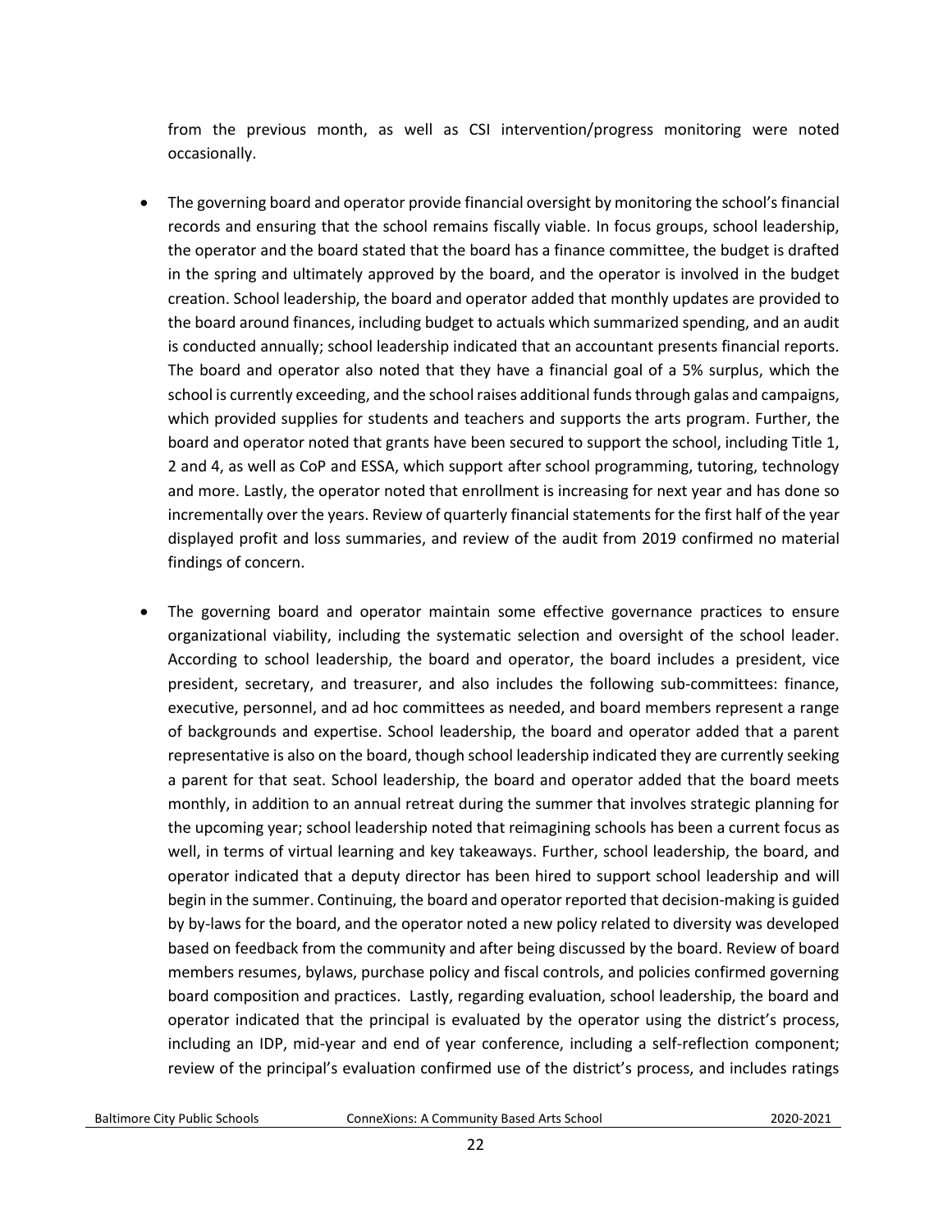from the previous month, as well as CSI intervention/progress monitoring were noted occasionally.

- The governing board and operator provide financial oversight by monitoring the school's financial records and ensuring that the school remains fiscally viable. In focus groups, school leadership, the operator and the board stated that the board has a finance committee, the budget is drafted in the spring and ultimately approved by the board, and the operator is involved in the budget creation. School leadership, the board and operator added that monthly updates are provided to the board around finances, including budget to actuals which summarized spending, and an audit is conducted annually; school leadership indicated that an accountant presents financial reports. The board and operator also noted that they have a financial goal of a 5% surplus, which the school is currently exceeding, and the school raises additional funds through galas and campaigns, which provided supplies for students and teachers and supports the arts program. Further, the board and operator noted that grants have been secured to support the school, including Title 1, 2 and 4, as well as CoP and ESSA, which support after school programming, tutoring, technology and more. Lastly, the operator noted that enrollment is increasing for next year and has done so incrementally over the years. Review of quarterly financial statements for the first half of the year displayed profit and loss summaries, and review of the audit from 2019 confirmed no material findings of concern.

- The governing board and operator maintain some effective governance practices to ensure organizational viability, including the systematic selection and oversight of the school leader. According to school leadership, the board and operator, the board includes a president, vice president, secretary, and treasurer, and also includes the following sub-committees: finance, executive, personnel, and ad hoc committees as needed, and board members represent a range of backgrounds and expertise. School leadership, the board and operator added that a parent representative is also on the board, though school leadership indicated they are currently seeking a parent for that seat. School leadership, the board and operator added that the board meets monthly, in addition to an annual retreat during the summer that involves strategic planning for the upcoming year; school leadership noted that reimagining schools has been a current focus as well, in terms of virtual learning and key takeaways. Further, school leadership, the board, and operator indicated that a deputy director has been hired to support school leadership and will begin in the summer. Continuing, the board and operator reported that decision-making is guided by by-laws for the board, and the operator noted a new policy related to diversity was developed based on feedback from the community and after being discussed by the board. Review of board members resumes, bylaws, purchase policy and fiscal controls, and policies confirmed governing board composition and practices. Lastly, regarding evaluation, school leadership, the board and operator indicated that the principal is evaluated by the operator using the district's process, including an IDP, mid-year and end of year conference, including a self-reflection component; review of the principal's evaluation confirmed use of the district's process, and includes ratings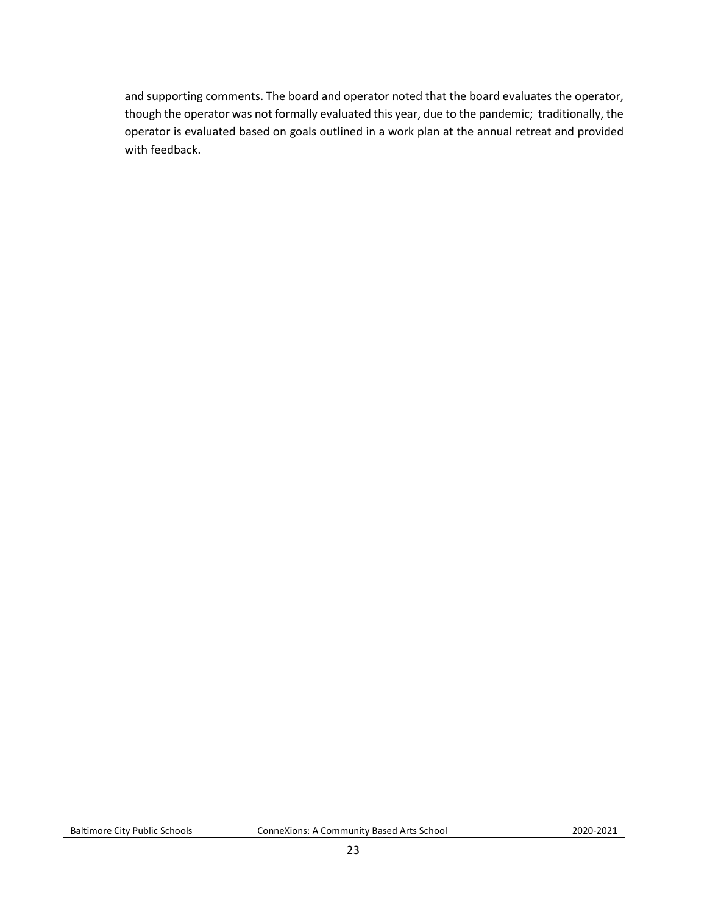and supporting comments. The board and operator noted that the board evaluates the operator, though the operator was not formally evaluated this year, due to the pandemic; traditionally, the operator is evaluated based on goals outlined in a work plan at the annual retreat and provided with feedback.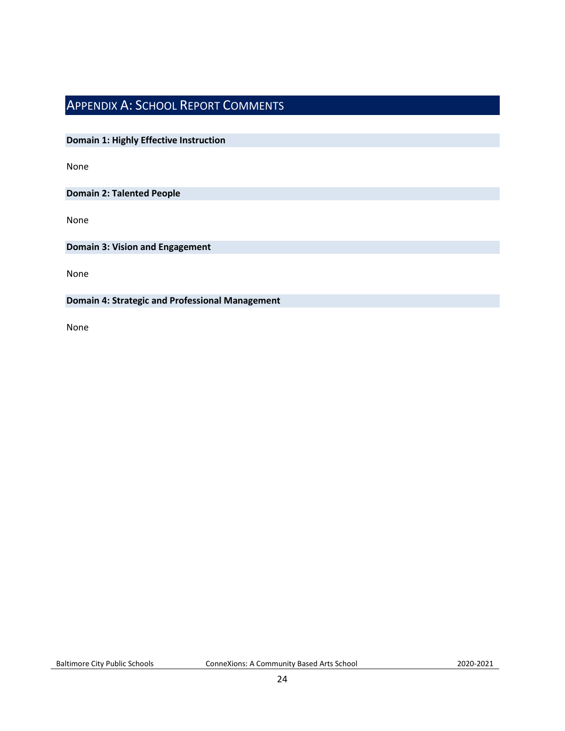# Appendix A: School Report Comments

**Domain 1: Highly Effective Instruction**

None

**Domain 2: Talented People**

None

**Domain 3: Vision and Engagement**

None

**Domain 4: Strategic and Professional Management**

None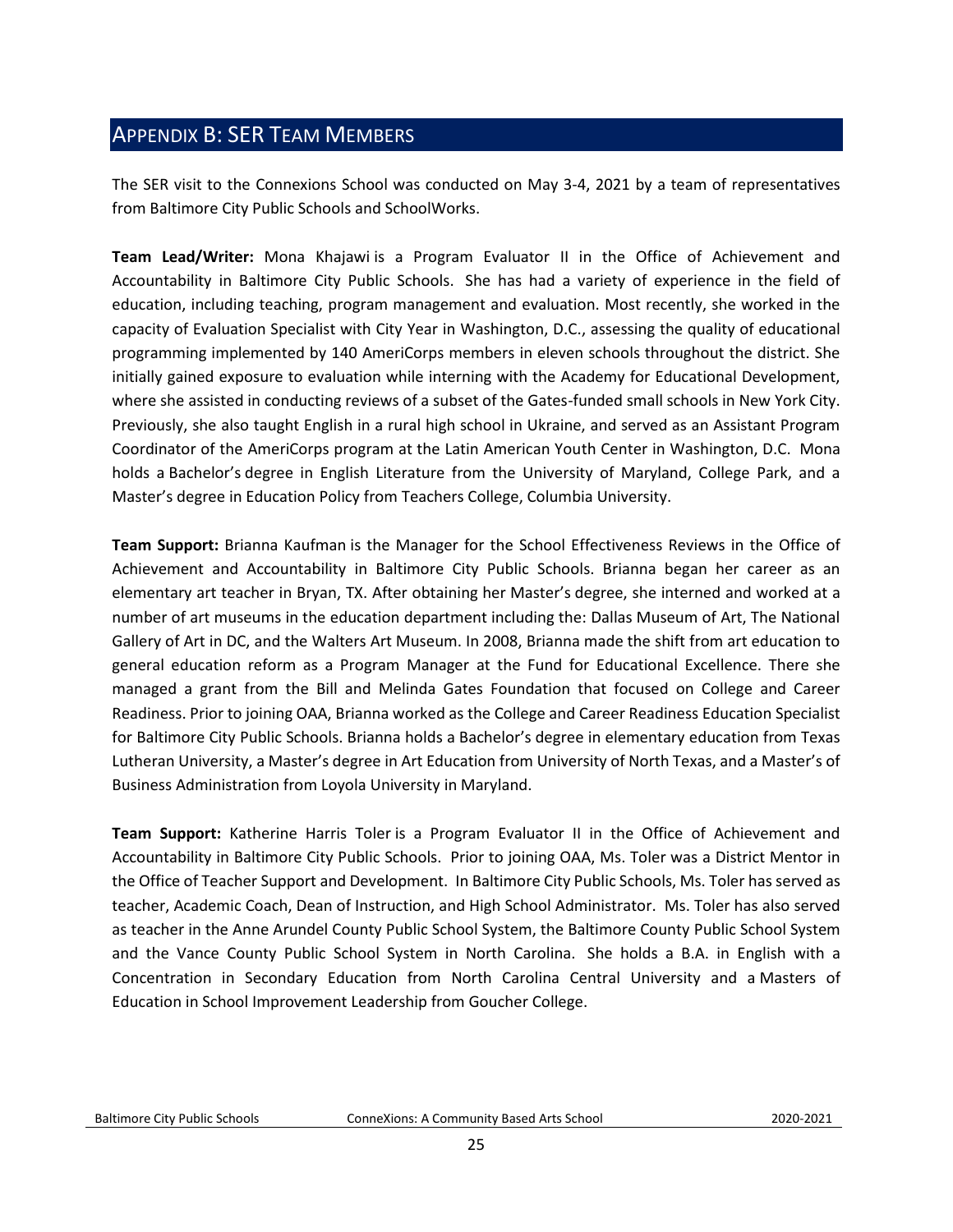## APPENDIX B: SER TEAM MEMBERS

The SER visit to the Connexions School was conducted on May 3-4, 2021 by a team of representatives from Baltimore City Public Schools and SchoolWorks.

**Team Lead/Writer:** Mona Khajawi is a Program Evaluator II in the Office of Achievement and Accountability in Baltimore City Public Schools. She has had a variety of experience in the field of education, including teaching, program management and evaluation. Most recently, she worked in the capacity of Evaluation Specialist with City Year in Washington, D.C., assessing the quality of educational programming implemented by 140 AmeriCorps members in eleven schools throughout the district. She initially gained exposure to evaluation while interning with the Academy for Educational Development, where she assisted in conducting reviews of a subset of the Gates-funded small schools in New York City. Previously, she also taught English in a rural high school in Ukraine, and served as an Assistant Program Coordinator of the AmeriCorps program at the Latin American Youth Center in Washington, D.C. Mona holds a Bachelor's degree in English Literature from the University of Maryland, College Park, and a Master's degree in Education Policy from Teachers College, Columbia University.

**Team Support:** Brianna Kaufman is the Manager for the School Effectiveness Reviews in the Office of Achievement and Accountability in Baltimore City Public Schools. Brianna began her career as an elementary art teacher in Bryan, TX. After obtaining her Master's degree, she interned and worked at a number of art museums in the education department including the: Dallas Museum of Art, The National Gallery of Art in DC, and the Walters Art Museum. In 2008, Brianna made the shift from art education to general education reform as a Program Manager at the Fund for Educational Excellence. There she managed a grant from the Bill and Melinda Gates Foundation that focused on College and Career Readiness. Prior to joining OAA, Brianna worked as the College and Career Readiness Education Specialist for Baltimore City Public Schools. Brianna holds a Bachelor's degree in elementary education from Texas Lutheran University, a Master's degree in Art Education from University of North Texas, and a Master's of Business Administration from Loyola University in Maryland.

**Team Support:** Katherine Harris Toler is a Program Evaluator II in the Office of Achievement and Accountability in Baltimore City Public Schools. Prior to joining OAA, Ms. Toler was a District Mentor in the Office of Teacher Support and Development. In Baltimore City Public Schools, Ms. Toler has served as teacher, Academic Coach, Dean of Instruction, and High School Administrator. Ms. Toler has also served as teacher in the Anne Arundel County Public School System, the Baltimore County Public School System and the Vance County Public School System in North Carolina. She holds a B.A. in English with a Concentration in Secondary Education from North Carolina Central University and a Masters of Education in School Improvement Leadership from Goucher College.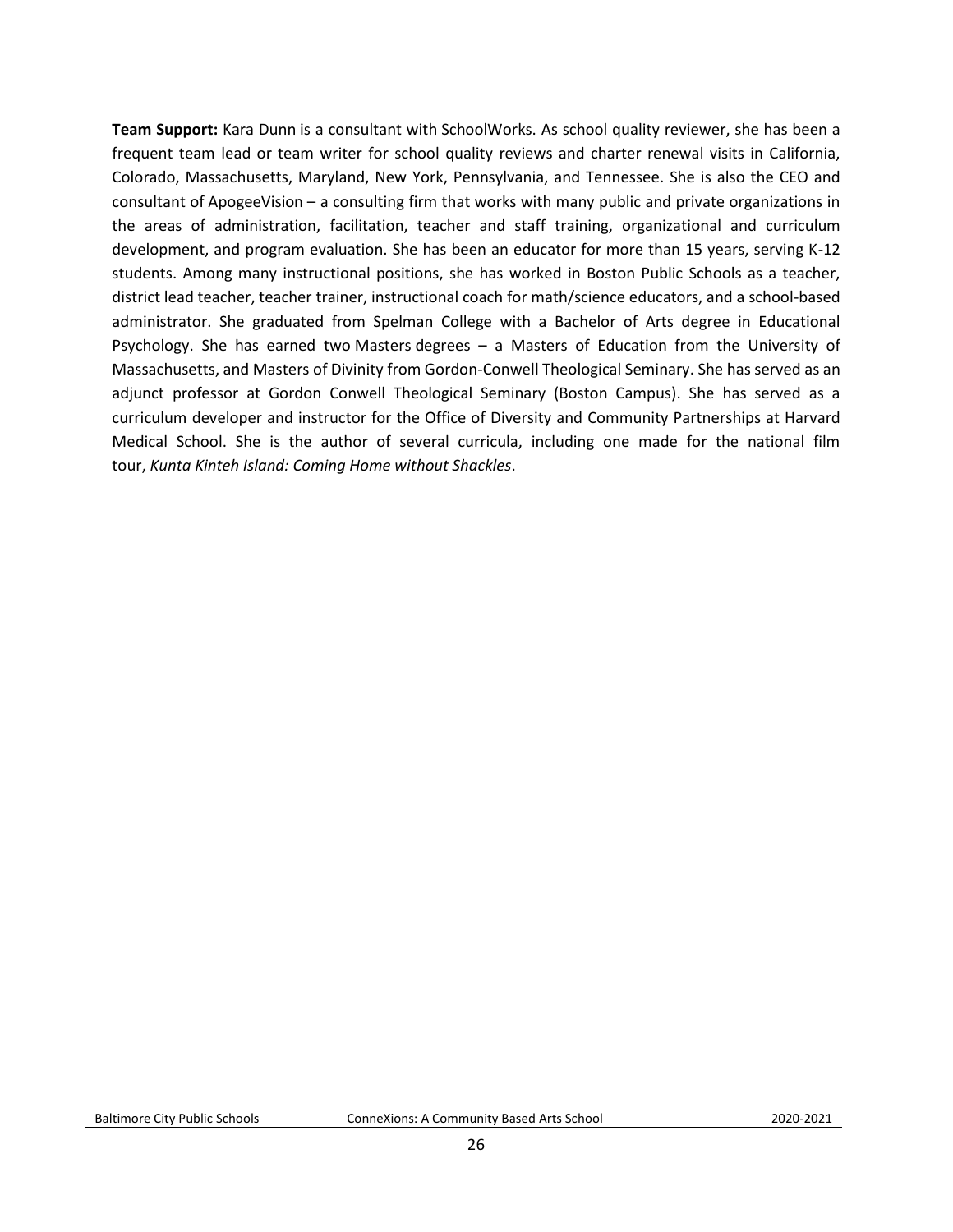**Team Support:** Kara Dunn is a consultant with SchoolWorks. As school quality reviewer, she has been a frequent team lead or team writer for school quality reviews and charter renewal visits in California, Colorado, Massachusetts, Maryland, New York, Pennsylvania, and Tennessee. She is also the CEO and consultant of ApogeeVision – a consulting firm that works with many public and private organizations in the areas of administration, facilitation, teacher and staff training, organizational and curriculum development, and program evaluation. She has been an educator for more than 15 years, serving K-12 students. Among many instructional positions, she has worked in Boston Public Schools as a teacher, district lead teacher, teacher trainer, instructional coach for math/science educators, and a school-based administrator. She graduated from Spelman College with a Bachelor of Arts degree in Educational Psychology. She has earned two Masters degrees – a Masters of Education from the University of Massachusetts, and Masters of Divinity from Gordon-Conwell Theological Seminary. She has served as an adjunct professor at Gordon Conwell Theological Seminary (Boston Campus). She has served as a curriculum developer and instructor for the Office of Diversity and Community Partnerships at Harvard Medical School. She is the author of several curricula, including one made for the national film tour, *Kunta Kinteh Island: Coming Home without Shackles*.